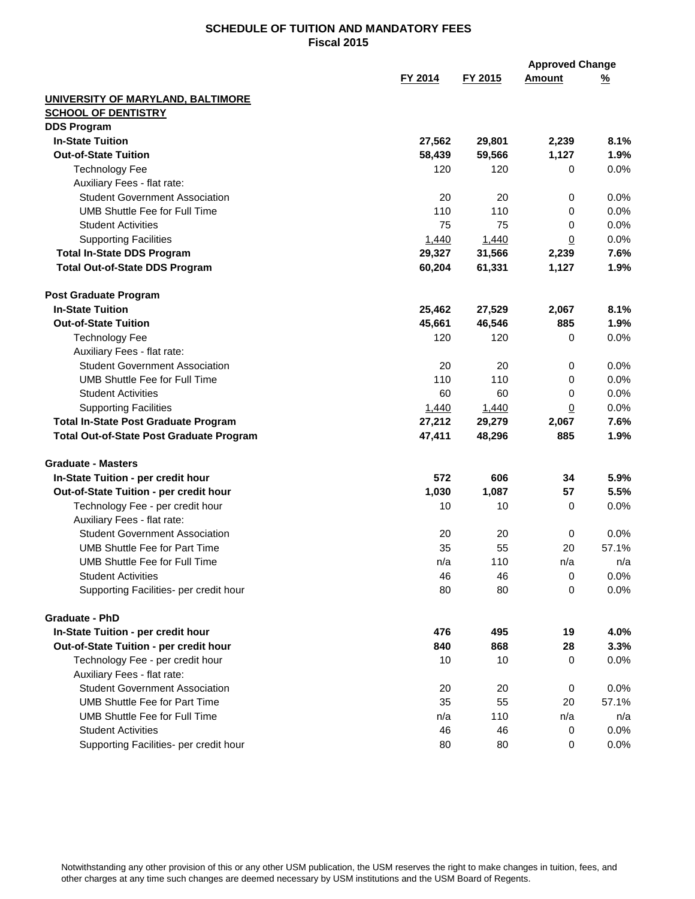# SCHEDULE OF TUITION AND MANDATORY FEES
## Fiscal 2015

| | FY 2014 | FY 2015 | Approved Change Amount | Approved Change % |
|---|---|---|---|---|
| **UNIVERSITY OF MARYLAND, BALTIMORE** | | | | |
| **SCHOOL OF DENTISTRY** | | | | |
| **DDS Program** | | | | |
| **In-State Tuition** | **27,562** | **29,801** | **2,239** | **8.1%** |
| **Out-of-State Tuition** | **58,439** | **59,566** | **1,127** | **1.9%** |
| Technology Fee | 120 | 120 | 0 | 0.0% |
| Auxiliary Fees - flat rate: | | | | |
| Student Government Association | 20 | 20 | 0 | 0.0% |
| UMB Shuttle Fee for Full Time | 110 | 110 | 0 | 0.0% |
| Student Activities | 75 | 75 | 0 | 0.0% |
| Supporting Facilities | 1,440 | 1,440 | 0 | 0.0% |
| **Total In-State DDS Program** | **29,327** | **31,566** | **2,239** | **7.6%** |
| **Total Out-of-State DDS Program** | **60,204** | **61,331** | **1,127** | **1.9%** |
| | | | | |
| **Post Graduate Program** | | | | |
| **In-State Tuition** | **25,462** | **27,529** | **2,067** | **8.1%** |
| **Out-of-State Tuition** | **45,661** | **46,546** | **885** | **1.9%** |
| Technology Fee | 120 | 120 | 0 | 0.0% |
| Auxiliary Fees - flat rate: | | | | |
| Student Government Association | 20 | 20 | 0 | 0.0% |
| UMB Shuttle Fee for Full Time | 110 | 110 | 0 | 0.0% |
| Student Activities | 60 | 60 | 0 | 0.0% |
| Supporting Facilities | 1,440 | 1,440 | 0 | 0.0% |
| **Total In-State Post Graduate Program** | **27,212** | **29,279** | **2,067** | **7.6%** |
| **Total Out-of-State Post Graduate Program** | **47,411** | **48,296** | **885** | **1.9%** |
| | | | | |
| **Graduate - Masters** | | | | |
| **In-State Tuition - per credit hour** | **572** | **606** | **34** | **5.9%** |
| **Out-of-State Tuition - per credit hour** | **1,030** | **1,087** | **57** | **5.5%** |
| Technology Fee - per credit hour | 10 | 10 | 0 | 0.0% |
| Auxiliary Fees - flat rate: | | | | |
| Student Government Association | 20 | 20 | 0 | 0.0% |
| UMB Shuttle Fee for Part Time | 35 | 55 | 20 | 57.1% |
| UMB Shuttle Fee for Full Time | n/a | 110 | n/a | n/a |
| Student Activities | 46 | 46 | 0 | 0.0% |
| Supporting Facilities- per credit hour | 80 | 80 | 0 | 0.0% |
| | | | | |
| **Graduate - PhD** | | | | |
| **In-State Tuition - per credit hour** | **476** | **495** | **19** | **4.0%** |
| **Out-of-State Tuition - per credit hour** | **840** | **868** | **28** | **3.3%** |
| Technology Fee - per credit hour | 10 | 10 | 0 | 0.0% |
| Auxiliary Fees - flat rate: | | | | |
| Student Government Association | 20 | 20 | 0 | 0.0% |
| UMB Shuttle Fee for Part Time | 35 | 55 | 20 | 57.1% |
| UMB Shuttle Fee for Full Time | n/a | 110 | n/a | n/a |
| Student Activities | 46 | 46 | 0 | 0.0% |
| Supporting Facilities- per credit hour | 80 | 80 | 0 | 0.0% |

Notwithstanding any other provision of this or any other USM publication, the USM reserves the right to make changes in tuition, fees, and other charges at any time such changes are deemed necessary by USM institutions and the USM Board of Regents.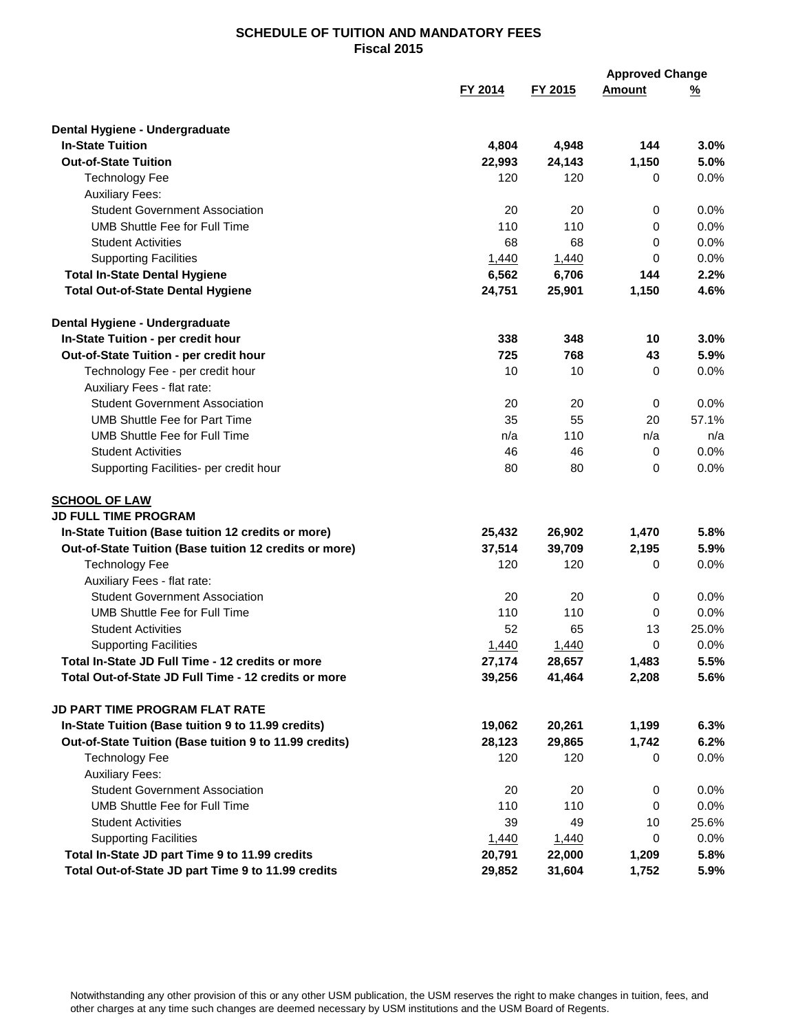## SCHEDULE OF TUITION AND MANDATORY FEES
### Fiscal 2015

| | FY 2014 | FY 2015 | Approved Change Amount | Approved Change % |
|---|---|---|---|---|
| **Dental Hygiene - Undergraduate** | | | | |
| **In-State Tuition** | **4,804** | **4,948** | **144** | **3.0%** |
| **Out-of-State Tuition** | **22,993** | **24,143** | **1,150** | **5.0%** |
| Technology Fee | 120 | 120 | 0 | 0.0% |
| Auxiliary Fees: | | | | |
| Student Government Association | 20 | 20 | 0 | 0.0% |
| UMB Shuttle Fee for Full Time | 110 | 110 | 0 | 0.0% |
| Student Activities | 68 | 68 | 0 | 0.0% |
| Supporting Facilities | 1,440 | 1,440 | 0 | 0.0% |
| **Total In-State Dental Hygiene** | **6,562** | **6,706** | **144** | **2.2%** |
| **Total Out-of-State Dental Hygiene** | **24,751** | **25,901** | **1,150** | **4.6%** |
| **Dental Hygiene - Undergraduate** | | | | |
| **In-State Tuition - per credit hour** | **338** | **348** | **10** | **3.0%** |
| **Out-of-State Tuition - per credit hour** | **725** | **768** | **43** | **5.9%** |
| Technology Fee - per credit hour | 10 | 10 | 0 | 0.0% |
| Auxiliary Fees - flat rate: | | | | |
| Student Government Association | 20 | 20 | 0 | 0.0% |
| UMB Shuttle Fee for Part Time | 35 | 55 | 20 | 57.1% |
| UMB Shuttle Fee for Full Time | n/a | 110 | n/a | n/a |
| Student Activities | 46 | 46 | 0 | 0.0% |
| Supporting Facilities- per credit hour | 80 | 80 | 0 | 0.0% |
| **SCHOOL OF LAW** | | | | |
| **JD FULL TIME PROGRAM** | | | | |
| **In-State Tuition (Base tuition 12 credits or more)** | **25,432** | **26,902** | **1,470** | **5.8%** |
| **Out-of-State Tuition (Base tuition 12 credits or more)** | **37,514** | **39,709** | **2,195** | **5.9%** |
| Technology Fee | 120 | 120 | 0 | 0.0% |
| Auxiliary Fees - flat rate: | | | | |
| Student Government Association | 20 | 20 | 0 | 0.0% |
| UMB Shuttle Fee for Full Time | 110 | 110 | 0 | 0.0% |
| Student Activities | 52 | 65 | 13 | 25.0% |
| Supporting Facilities | 1,440 | 1,440 | 0 | 0.0% |
| **Total In-State JD Full Time - 12 credits or more** | **27,174** | **28,657** | **1,483** | **5.5%** |
| **Total Out-of-State JD Full Time - 12 credits or more** | **39,256** | **41,464** | **2,208** | **5.6%** |
| **JD PART TIME PROGRAM FLAT RATE** | | | | |
| **In-State Tuition (Base tuition 9 to 11.99 credits)** | **19,062** | **20,261** | **1,199** | **6.3%** |
| **Out-of-State Tuition (Base tuition 9 to 11.99 credits)** | **28,123** | **29,865** | **1,742** | **6.2%** |
| Technology Fee | 120 | 120 | 0 | 0.0% |
| Auxiliary Fees: | | | | |
| Student Government Association | 20 | 20 | 0 | 0.0% |
| UMB Shuttle Fee for Full Time | 110 | 110 | 0 | 0.0% |
| Student Activities | 39 | 49 | 10 | 25.6% |
| Supporting Facilities | 1,440 | 1,440 | 0 | 0.0% |
| **Total In-State JD part Time 9 to 11.99 credits** | **20,791** | **22,000** | **1,209** | **5.8%** |
| **Total Out-of-State JD part Time 9 to 11.99 credits** | **29,852** | **31,604** | **1,752** | **5.9%** |

Notwithstanding any other provision of this or any other USM publication, the USM reserves the right to make changes in tuition, fees, and other charges at any time such changes are deemed necessary by USM institutions and the USM Board of Regents.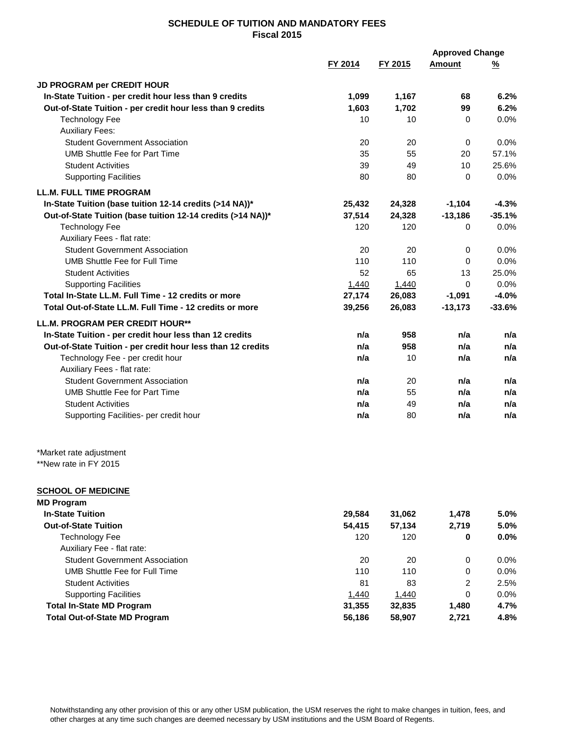## SCHEDULE OF TUITION AND MANDATORY FEES
## Fiscal 2015

| | FY 2014 | FY 2015 | Approved Change Amount | Approved Change % |
|---|---|---|---|---|
| **JD PROGRAM per CREDIT HOUR** | | | | |
| **In-State Tuition - per credit hour less than 9 credits** | **1,099** | **1,167** | **68** | **6.2%** |
| **Out-of-State Tuition - per credit hour less than 9 credits** | **1,603** | **1,702** | **99** | **6.2%** |
| Technology Fee | 10 | 10 | 0 | 0.0% |
| Auxiliary Fees: | | | | |
| Student Government Association | 20 | 20 | 0 | 0.0% |
| UMB Shuttle Fee for Part Time | 35 | 55 | 20 | 57.1% |
| Student Activities | 39 | 49 | 10 | 25.6% |
| Supporting Facilities | 80 | 80 | 0 | 0.0% |
| **LL.M. FULL TIME PROGRAM** | | | | |
| **In-State Tuition (base tuition 12-14 credits (>14 NA))*** | **25,432** | **24,328** | **-1,104** | **-4.3%** |
| **Out-of-State Tuition (base tuition 12-14 credits (>14 NA))*** | **37,514** | **24,328** | **-13,186** | **-35.1%** |
| Technology Fee | 120 | 120 | 0 | 0.0% |
| Auxiliary Fees - flat rate: | | | | |
| Student Government Association | 20 | 20 | 0 | 0.0% |
| UMB Shuttle Fee for Full Time | 110 | 110 | 0 | 0.0% |
| Student Activities | 52 | 65 | 13 | 25.0% |
| Supporting Facilities | 1,440 | 1,440 | 0 | 0.0% |
| **Total In-State LL.M. Full Time - 12 credits or more** | **27,174** | **26,083** | **-1,091** | **-4.0%** |
| **Total Out-of-State LL.M. Full Time - 12 credits or more** | **39,256** | **26,083** | **-13,173** | **-33.6%** |
| **LL.M. PROGRAM PER CREDIT HOUR**** | | | | |
| **In-State Tuition - per credit hour less than 12 credits** | **n/a** | **958** | **n/a** | **n/a** |
| **Out-of-State Tuition - per credit hour less than 12 credits** | **n/a** | **958** | **n/a** | **n/a** |
| Technology Fee - per credit hour | **n/a** | 10 | **n/a** | **n/a** |
| Auxiliary Fees - flat rate: | | | | |
| Student Government Association | **n/a** | 20 | **n/a** | **n/a** |
| UMB Shuttle Fee for Part Time | **n/a** | 55 | **n/a** | **n/a** |
| Student Activities | **n/a** | 49 | **n/a** | **n/a** |
| Supporting Facilities- per credit hour | **n/a** | 80 | **n/a** | **n/a** |

*Market rate adjustment
**New rate in FY 2015

**SCHOOL OF MEDICINE**

| | FY 2014 | FY 2015 | Approved Change Amount | Approved Change % |
|---|---|---|---|---|
| **MD Program** | | | | |
| **In-State Tuition** | **29,584** | **31,062** | **1,478** | **5.0%** |
| **Out-of-State Tuition** | **54,415** | **57,134** | **2,719** | **5.0%** |
| Technology Fee | 120 | 120 | **0** | **0.0%** |
| Auxiliary Fee - flat rate: | | | | |
| Student Government Association | 20 | 20 | 0 | 0.0% |
| UMB Shuttle Fee for Full Time | 110 | 110 | 0 | 0.0% |
| Student Activities | 81 | 83 | 2 | 2.5% |
| Supporting Facilities | 1,440 | 1,440 | 0 | 0.0% |
| **Total In-State MD Program** | **31,355** | **32,835** | **1,480** | **4.7%** |
| **Total Out-of-State MD Program** | **56,186** | **58,907** | **2,721** | **4.8%** |

Notwithstanding any other provision of this or any other USM publication, the USM reserves the right to make changes in tuition, fees, and other charges at any time such changes are deemed necessary by USM institutions and the USM Board of Regents.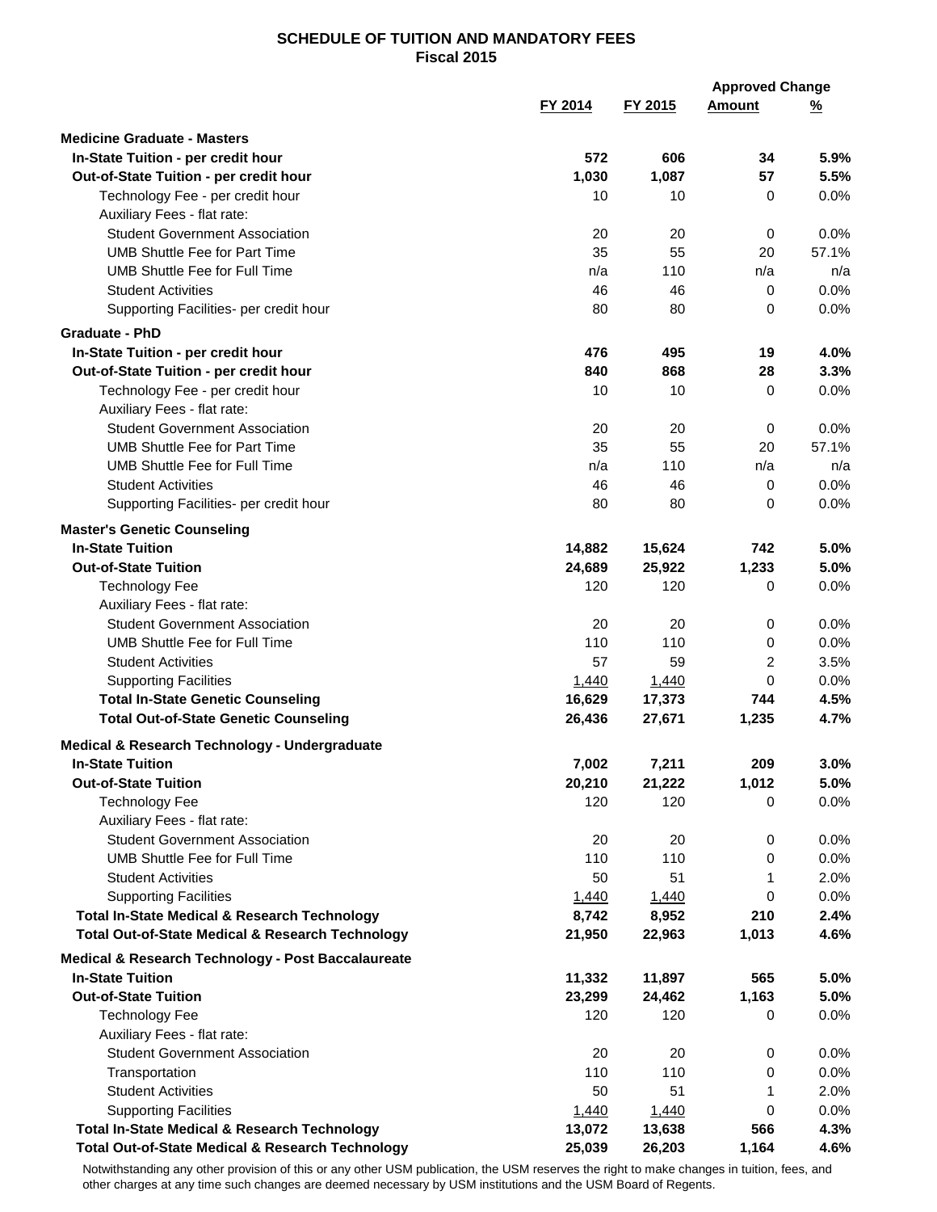## SCHEDULE OF TUITION AND MANDATORY FEES
### Fiscal 2015

| | FY 2014 | FY 2015 | Approved Change Amount | Approved Change % |
|---|---|---|---|---|
| **Medicine Graduate - Masters** | | | | |
| **In-State Tuition - per credit hour** | **572** | **606** | **34** | **5.9%** |
| **Out-of-State Tuition - per credit hour** | **1,030** | **1,087** | **57** | **5.5%** |
| Technology Fee - per credit hour | 10 | 10 | 0 | 0.0% |
| Auxiliary Fees - flat rate: | | | | |
| Student Government Association | 20 | 20 | 0 | 0.0% |
| UMB Shuttle Fee for Part Time | 35 | 55 | 20 | 57.1% |
| UMB Shuttle Fee for Full Time | n/a | 110 | n/a | n/a |
| Student Activities | 46 | 46 | 0 | 0.0% |
| Supporting Facilities- per credit hour | 80 | 80 | 0 | 0.0% |
| **Graduate - PhD** | | | | |
| **In-State Tuition - per credit hour** | **476** | **495** | **19** | **4.0%** |
| **Out-of-State Tuition - per credit hour** | **840** | **868** | **28** | **3.3%** |
| Technology Fee - per credit hour | 10 | 10 | 0 | 0.0% |
| Auxiliary Fees - flat rate: | | | | |
| Student Government Association | 20 | 20 | 0 | 0.0% |
| UMB Shuttle Fee for Part Time | 35 | 55 | 20 | 57.1% |
| UMB Shuttle Fee for Full Time | n/a | 110 | n/a | n/a |
| Student Activities | 46 | 46 | 0 | 0.0% |
| Supporting Facilities- per credit hour | 80 | 80 | 0 | 0.0% |
| **Master's Genetic Counseling** | | | | |
| **In-State Tuition** | **14,882** | **15,624** | **742** | **5.0%** |
| **Out-of-State Tuition** | **24,689** | **25,922** | **1,233** | **5.0%** |
| Technology Fee | 120 | 120 | 0 | 0.0% |
| Auxiliary Fees - flat rate: | | | | |
| Student Government Association | 20 | 20 | 0 | 0.0% |
| UMB Shuttle Fee for Full Time | 110 | 110 | 0 | 0.0% |
| Student Activities | 57 | 59 | 2 | 3.5% |
| Supporting Facilities | 1,440 | 1,440 | 0 | 0.0% |
| **Total In-State Genetic Counseling** | **16,629** | **17,373** | **744** | **4.5%** |
| **Total Out-of-State Genetic Counseling** | **26,436** | **27,671** | **1,235** | **4.7%** |
| **Medical & Research Technology - Undergraduate** | | | | |
| **In-State Tuition** | **7,002** | **7,211** | **209** | **3.0%** |
| **Out-of-State Tuition** | **20,210** | **21,222** | **1,012** | **5.0%** |
| Technology Fee | 120 | 120 | 0 | 0.0% |
| Auxiliary Fees - flat rate: | | | | |
| Student Government Association | 20 | 20 | 0 | 0.0% |
| UMB Shuttle Fee for Full Time | 110 | 110 | 0 | 0.0% |
| Student Activities | 50 | 51 | 1 | 2.0% |
| Supporting Facilities | 1,440 | 1,440 | 0 | 0.0% |
| **Total In-State Medical & Research Technology** | **8,742** | **8,952** | **210** | **2.4%** |
| **Total Out-of-State Medical & Research Technology** | **21,950** | **22,963** | **1,013** | **4.6%** |
| **Medical & Research Technology - Post Baccalaureate** | | | | |
| **In-State Tuition** | **11,332** | **11,897** | **565** | **5.0%** |
| **Out-of-State Tuition** | **23,299** | **24,462** | **1,163** | **5.0%** |
| Technology Fee | 120 | 120 | 0 | 0.0% |
| Auxiliary Fees - flat rate: | | | | |
| Student Government Association | 20 | 20 | 0 | 0.0% |
| Transportation | 110 | 110 | 0 | 0.0% |
| Student Activities | 50 | 51 | 1 | 2.0% |
| Supporting Facilities | 1,440 | 1,440 | 0 | 0.0% |
| **Total In-State Medical & Research Technology** | **13,072** | **13,638** | **566** | **4.3%** |
| **Total Out-of-State Medical & Research Technology** | **25,039** | **26,203** | **1,164** | **4.6%** |

Notwithstanding any other provision of this or any other USM publication, the USM reserves the right to make changes in tuition, fees, and other charges at any time such changes are deemed necessary by USM institutions and the USM Board of Regents.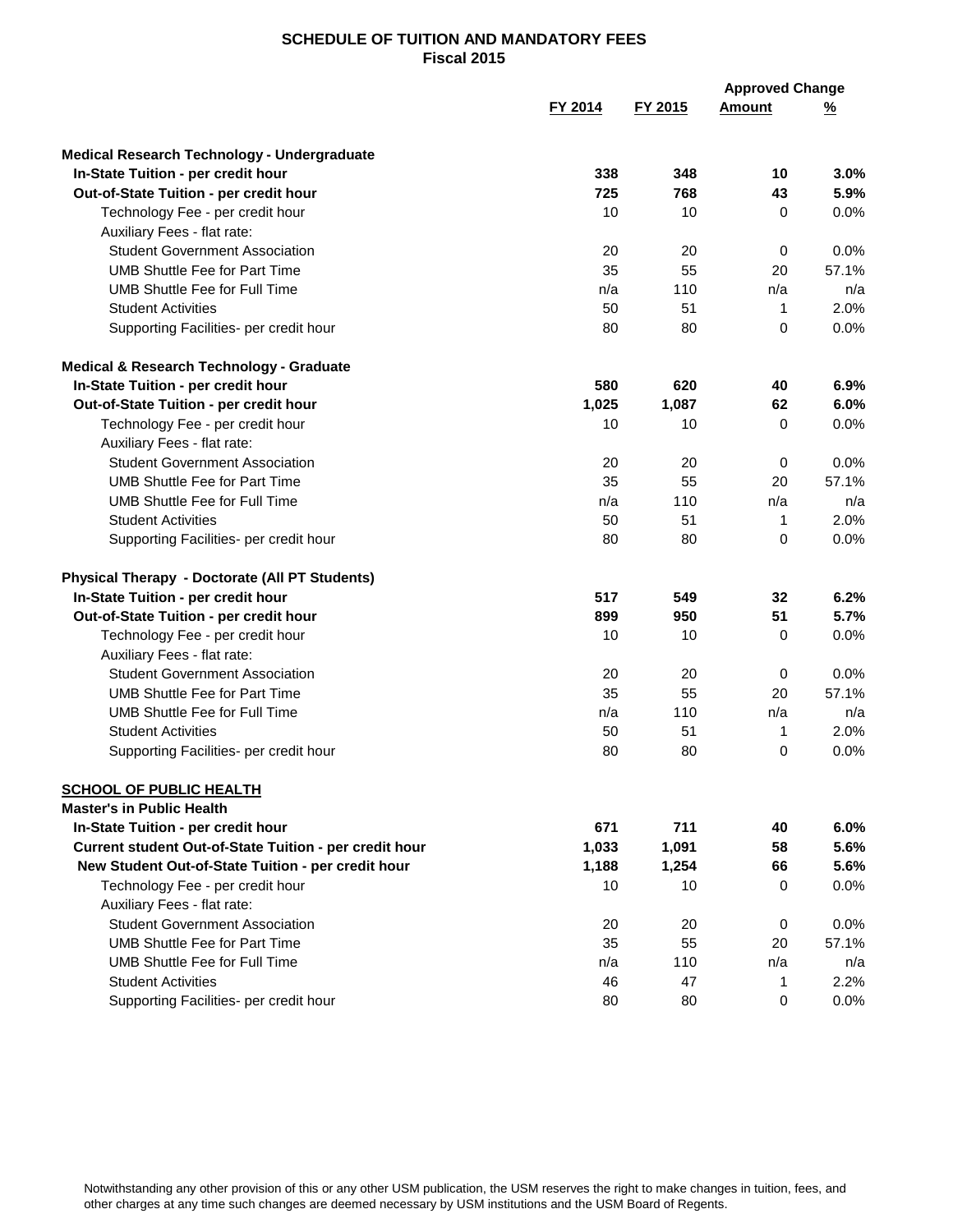## SCHEDULE OF TUITION AND MANDATORY FEES
### Fiscal 2015

| | FY 2014 | FY 2015 | Approved Change Amount | Approved Change % |
|---|---|---|---|---|
| **Medical Research Technology - Undergraduate** | | | | |
| **In-State Tuition - per credit hour** | **338** | **348** | **10** | **3.0%** |
| **Out-of-State Tuition - per credit hour** | **725** | **768** | **43** | **5.9%** |
| Technology Fee - per credit hour | 10 | 10 | 0 | 0.0% |
| Auxiliary Fees - flat rate: | | | | |
| Student Government Association | 20 | 20 | 0 | 0.0% |
| UMB Shuttle Fee for Part Time | 35 | 55 | 20 | 57.1% |
| UMB Shuttle Fee for Full Time | n/a | 110 | n/a | n/a |
| Student Activities | 50 | 51 | 1 | 2.0% |
| Supporting Facilities- per credit hour | 80 | 80 | 0 | 0.0% |
| **Medical & Research Technology - Graduate** | | | | |
| **In-State Tuition - per credit hour** | **580** | **620** | **40** | **6.9%** |
| **Out-of-State Tuition - per credit hour** | **1,025** | **1,087** | **62** | **6.0%** |
| Technology Fee - per credit hour | 10 | 10 | 0 | 0.0% |
| Auxiliary Fees - flat rate: | | | | |
| Student Government Association | 20 | 20 | 0 | 0.0% |
| UMB Shuttle Fee for Part Time | 35 | 55 | 20 | 57.1% |
| UMB Shuttle Fee for Full Time | n/a | 110 | n/a | n/a |
| Student Activities | 50 | 51 | 1 | 2.0% |
| Supporting Facilities- per credit hour | 80 | 80 | 0 | 0.0% |
| **Physical Therapy - Doctorate (All PT Students)** | | | | |
| **In-State Tuition - per credit hour** | **517** | **549** | **32** | **6.2%** |
| **Out-of-State Tuition - per credit hour** | **899** | **950** | **51** | **5.7%** |
| Technology Fee - per credit hour | 10 | 10 | 0 | 0.0% |
| Auxiliary Fees - flat rate: | | | | |
| Student Government Association | 20 | 20 | 0 | 0.0% |
| UMB Shuttle Fee for Part Time | 35 | 55 | 20 | 57.1% |
| UMB Shuttle Fee for Full Time | n/a | 110 | n/a | n/a |
| Student Activities | 50 | 51 | 1 | 2.0% |
| Supporting Facilities- per credit hour | 80 | 80 | 0 | 0.0% |
| **SCHOOL OF PUBLIC HEALTH** | | | | |
| **Master's in Public Health** | | | | |
| **In-State Tuition - per credit hour** | **671** | **711** | **40** | **6.0%** |
| **Current student Out-of-State Tuition - per credit hour** | **1,033** | **1,091** | **58** | **5.6%** |
| **New Student Out-of-State Tuition - per credit hour** | **1,188** | **1,254** | **66** | **5.6%** |
| Technology Fee - per credit hour | 10 | 10 | 0 | 0.0% |
| Auxiliary Fees - flat rate: | | | | |
| Student Government Association | 20 | 20 | 0 | 0.0% |
| UMB Shuttle Fee for Part Time | 35 | 55 | 20 | 57.1% |
| UMB Shuttle Fee for Full Time | n/a | 110 | n/a | n/a |
| Student Activities | 46 | 47 | 1 | 2.2% |
| Supporting Facilities- per credit hour | 80 | 80 | 0 | 0.0% |

Notwithstanding any other provision of this or any other USM publication, the USM reserves the right to make changes in tuition, fees, and other charges at any time such changes are deemed necessary by USM institutions and the USM Board of Regents.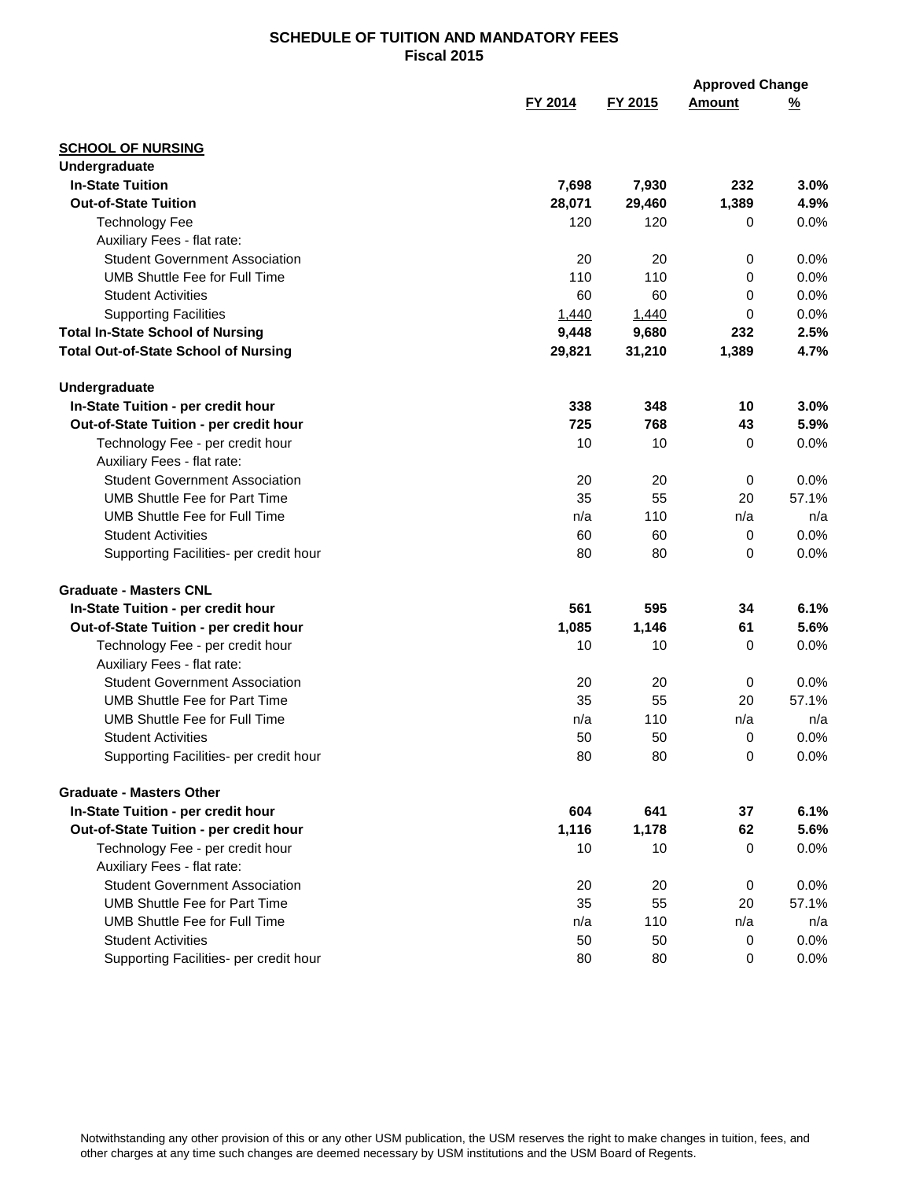# SCHEDULE OF TUITION AND MANDATORY FEES
## Fiscal 2015

| | FY 2014 | FY 2015 | Approved Change Amount | Approved Change % |
|---|---|---|---|---|
| **SCHOOL OF NURSING** | | | | |
| **Undergraduate** | | | | |
| **In-State Tuition** | **7,698** | **7,930** | **232** | **3.0%** |
| **Out-of-State Tuition** | **28,071** | **29,460** | **1,389** | **4.9%** |
| Technology Fee | 120 | 120 | 0 | 0.0% |
| Auxiliary Fees - flat rate: | | | | |
| Student Government Association | 20 | 20 | 0 | 0.0% |
| UMB Shuttle Fee for Full Time | 110 | 110 | 0 | 0.0% |
| Student Activities | 60 | 60 | 0 | 0.0% |
| Supporting Facilities | 1,440 | 1,440 | 0 | 0.0% |
| **Total In-State School of Nursing** | **9,448** | **9,680** | **232** | **2.5%** |
| **Total Out-of-State School of Nursing** | **29,821** | **31,210** | **1,389** | **4.7%** |
| **Undergraduate** | | | | |
| **In-State Tuition - per credit hour** | **338** | **348** | **10** | **3.0%** |
| **Out-of-State Tuition - per credit hour** | **725** | **768** | **43** | **5.9%** |
| Technology Fee - per credit hour | 10 | 10 | 0 | 0.0% |
| Auxiliary Fees - flat rate: | | | | |
| Student Government Association | 20 | 20 | 0 | 0.0% |
| UMB Shuttle Fee for Part Time | 35 | 55 | 20 | 57.1% |
| UMB Shuttle Fee for Full Time | n/a | 110 | n/a | n/a |
| Student Activities | 60 | 60 | 0 | 0.0% |
| Supporting Facilities- per credit hour | 80 | 80 | 0 | 0.0% |
| **Graduate - Masters CNL** | | | | |
| **In-State Tuition - per credit hour** | **561** | **595** | **34** | **6.1%** |
| **Out-of-State Tuition - per credit hour** | **1,085** | **1,146** | **61** | **5.6%** |
| Technology Fee - per credit hour | 10 | 10 | 0 | 0.0% |
| Auxiliary Fees - flat rate: | | | | |
| Student Government Association | 20 | 20 | 0 | 0.0% |
| UMB Shuttle Fee for Part Time | 35 | 55 | 20 | 57.1% |
| UMB Shuttle Fee for Full Time | n/a | 110 | n/a | n/a |
| Student Activities | 50 | 50 | 0 | 0.0% |
| Supporting Facilities- per credit hour | 80 | 80 | 0 | 0.0% |
| **Graduate - Masters Other** | | | | |
| **In-State Tuition - per credit hour** | **604** | **641** | **37** | **6.1%** |
| **Out-of-State Tuition - per credit hour** | **1,116** | **1,178** | **62** | **5.6%** |
| Technology Fee - per credit hour | 10 | 10 | 0 | 0.0% |
| Auxiliary Fees - flat rate: | | | | |
| Student Government Association | 20 | 20 | 0 | 0.0% |
| UMB Shuttle Fee for Part Time | 35 | 55 | 20 | 57.1% |
| UMB Shuttle Fee for Full Time | n/a | 110 | n/a | n/a |
| Student Activities | 50 | 50 | 0 | 0.0% |
| Supporting Facilities- per credit hour | 80 | 80 | 0 | 0.0% |

Notwithstanding any other provision of this or any other USM publication, the USM reserves the right to make changes in tuition, fees, and other charges at any time such changes are deemed necessary by USM institutions and the USM Board of Regents.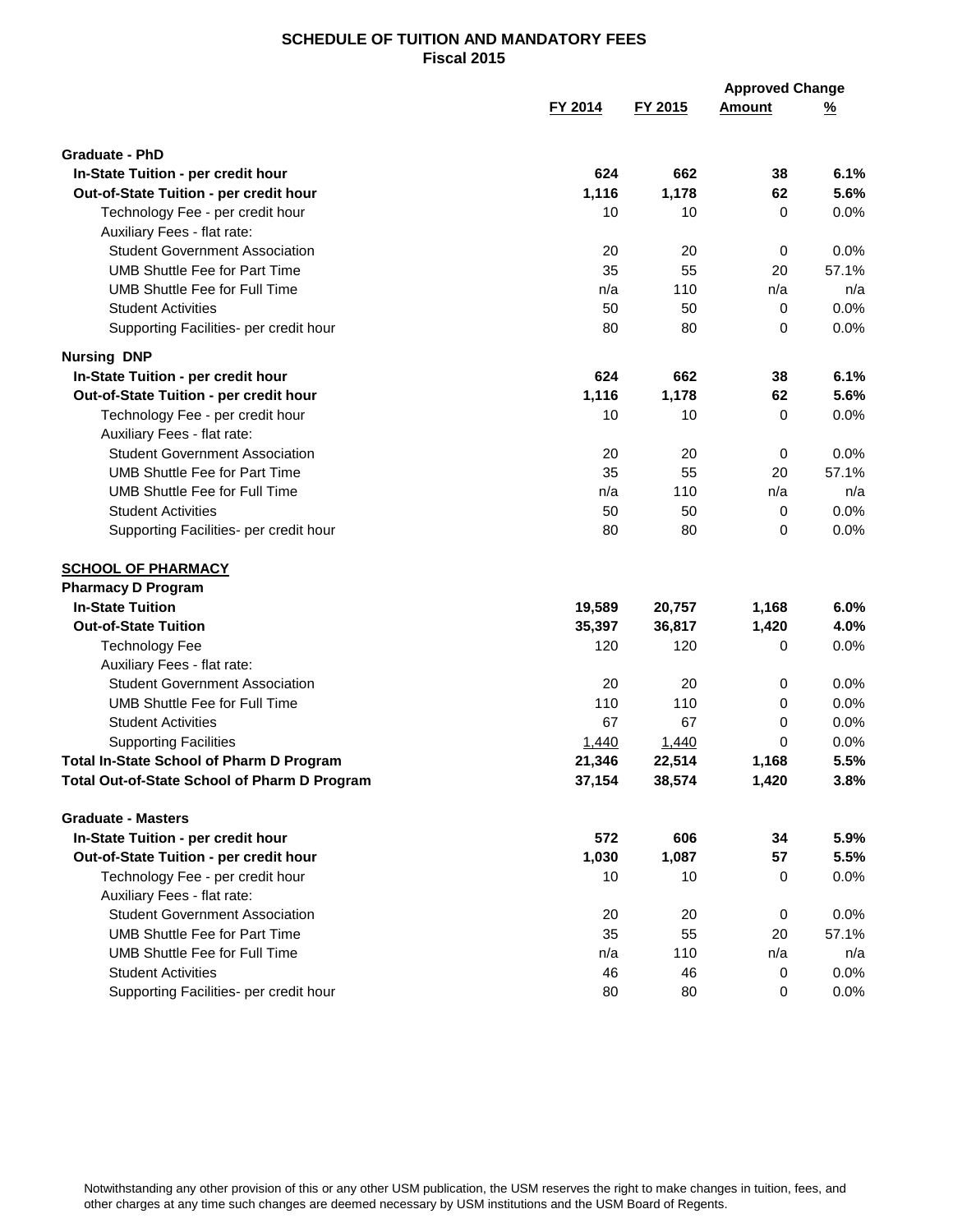# SCHEDULE OF TUITION AND MANDATORY FEES
## Fiscal 2015

| | FY 2014 | FY 2015 | Approved Change Amount | Approved Change % |
|---|---|---|---|---|
| **Graduate - PhD** | | | | |
| **In-State Tuition - per credit hour** | **624** | **662** | **38** | **6.1%** |
| **Out-of-State Tuition - per credit hour** | **1,116** | **1,178** | **62** | **5.6%** |
| Technology Fee - per credit hour | 10 | 10 | 0 | 0.0% |
| Auxiliary Fees - flat rate: | | | | |
| Student Government Association | 20 | 20 | 0 | 0.0% |
| UMB Shuttle Fee for Part Time | 35 | 55 | 20 | 57.1% |
| UMB Shuttle Fee for Full Time | n/a | 110 | n/a | n/a |
| Student Activities | 50 | 50 | 0 | 0.0% |
| Supporting Facilities- per credit hour | 80 | 80 | 0 | 0.0% |
| **Nursing DNP** | | | | |
| **In-State Tuition - per credit hour** | **624** | **662** | **38** | **6.1%** |
| **Out-of-State Tuition - per credit hour** | **1,116** | **1,178** | **62** | **5.6%** |
| Technology Fee - per credit hour | 10 | 10 | 0 | 0.0% |
| Auxiliary Fees - flat rate: | | | | |
| Student Government Association | 20 | 20 | 0 | 0.0% |
| UMB Shuttle Fee for Part Time | 35 | 55 | 20 | 57.1% |
| UMB Shuttle Fee for Full Time | n/a | 110 | n/a | n/a |
| Student Activities | 50 | 50 | 0 | 0.0% |
| Supporting Facilities- per credit hour | 80 | 80 | 0 | 0.0% |
| **SCHOOL OF PHARMACY** | | | | |
| **Pharmacy D Program** | | | | |
| **In-State Tuition** | **19,589** | **20,757** | **1,168** | **6.0%** |
| **Out-of-State Tuition** | **35,397** | **36,817** | **1,420** | **4.0%** |
| Technology Fee | 120 | 120 | 0 | 0.0% |
| Auxiliary Fees - flat rate: | | | | |
| Student Government Association | 20 | 20 | 0 | 0.0% |
| UMB Shuttle Fee for Full Time | 110 | 110 | 0 | 0.0% |
| Student Activities | 67 | 67 | 0 | 0.0% |
| Supporting Facilities | 1,440 | 1,440 | 0 | 0.0% |
| **Total In-State School of Pharm D Program** | **21,346** | **22,514** | **1,168** | **5.5%** |
| **Total Out-of-State School of Pharm D Program** | **37,154** | **38,574** | **1,420** | **3.8%** |
| **Graduate - Masters** | | | | |
| **In-State Tuition - per credit hour** | **572** | **606** | **34** | **5.9%** |
| **Out-of-State Tuition - per credit hour** | **1,030** | **1,087** | **57** | **5.5%** |
| Technology Fee - per credit hour | 10 | 10 | 0 | 0.0% |
| Auxiliary Fees - flat rate: | | | | |
| Student Government Association | 20 | 20 | 0 | 0.0% |
| UMB Shuttle Fee for Part Time | 35 | 55 | 20 | 57.1% |
| UMB Shuttle Fee for Full Time | n/a | 110 | n/a | n/a |
| Student Activities | 46 | 46 | 0 | 0.0% |
| Supporting Facilities- per credit hour | 80 | 80 | 0 | 0.0% |

Notwithstanding any other provision of this or any other USM publication, the USM reserves the right to make changes in tuition, fees, and other charges at any time such changes are deemed necessary by USM institutions and the USM Board of Regents.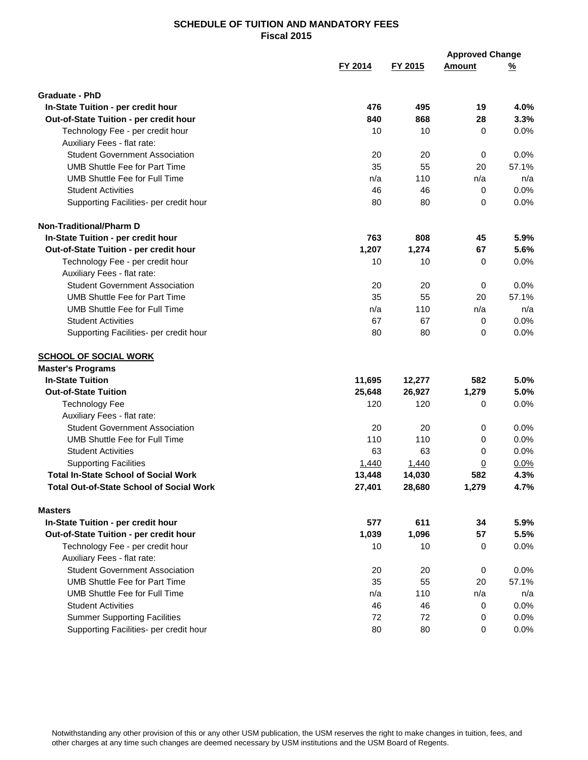# SCHEDULE OF TUITION AND MANDATORY FEES
## Fiscal 2015

| | FY 2014 | FY 2015 | Approved Change Amount | Approved Change % |
|---|---|---|---|---|
| **Graduate - PhD** | | | | |
| **In-State Tuition - per credit hour** | **476** | **495** | **19** | **4.0%** |
| **Out-of-State Tuition - per credit hour** | **840** | **868** | **28** | **3.3%** |
| Technology Fee - per credit hour | 10 | 10 | 0 | 0.0% |
| Auxiliary Fees - flat rate: | | | | |
| Student Government Association | 20 | 20 | 0 | 0.0% |
| UMB Shuttle Fee for Part Time | 35 | 55 | 20 | 57.1% |
| UMB Shuttle Fee for Full Time | n/a | 110 | n/a | n/a |
| Student Activities | 46 | 46 | 0 | 0.0% |
| Supporting Facilities- per credit hour | 80 | 80 | 0 | 0.0% |
| **Non-Traditional/Pharm D** | | | | |
| **In-State Tuition - per credit hour** | **763** | **808** | **45** | **5.9%** |
| **Out-of-State Tuition - per credit hour** | **1,207** | **1,274** | **67** | **5.6%** |
| Technology Fee - per credit hour | 10 | 10 | 0 | 0.0% |
| Auxiliary Fees - flat rate: | | | | |
| Student Government Association | 20 | 20 | 0 | 0.0% |
| UMB Shuttle Fee for Part Time | 35 | 55 | 20 | 57.1% |
| UMB Shuttle Fee for Full Time | n/a | 110 | n/a | n/a |
| Student Activities | 67 | 67 | 0 | 0.0% |
| Supporting Facilities- per credit hour | 80 | 80 | 0 | 0.0% |
| **SCHOOL OF SOCIAL WORK** | | | | |
| **Master's Programs** | | | | |
| **In-State Tuition** | **11,695** | **12,277** | **582** | **5.0%** |
| **Out-of-State Tuition** | **25,648** | **26,927** | **1,279** | **5.0%** |
| Technology Fee | 120 | 120 | 0 | 0.0% |
| Auxiliary Fees - flat rate: | | | | |
| Student Government Association | 20 | 20 | 0 | 0.0% |
| UMB Shuttle Fee for Full Time | 110 | 110 | 0 | 0.0% |
| Student Activities | 63 | 63 | 0 | 0.0% |
| Supporting Facilities | 1,440 | 1,440 | 0 | 0.0% |
| **Total In-State School of Social Work** | **13,448** | **14,030** | **582** | **4.3%** |
| **Total Out-of-State School of Social Work** | **27,401** | **28,680** | **1,279** | **4.7%** |
| **Masters** | | | | |
| **In-State Tuition - per credit hour** | **577** | **611** | **34** | **5.9%** |
| **Out-of-State Tuition - per credit hour** | **1,039** | **1,096** | **57** | **5.5%** |
| Technology Fee - per credit hour | 10 | 10 | 0 | 0.0% |
| Auxiliary Fees - flat rate: | | | | |
| Student Government Association | 20 | 20 | 0 | 0.0% |
| UMB Shuttle Fee for Part Time | 35 | 55 | 20 | 57.1% |
| UMB Shuttle Fee for Full Time | n/a | 110 | n/a | n/a |
| Student Activities | 46 | 46 | 0 | 0.0% |
| Summer Supporting Facilities | 72 | 72 | 0 | 0.0% |
| Supporting Facilities- per credit hour | 80 | 80 | 0 | 0.0% |

Notwithstanding any other provision of this or any other USM publication, the USM reserves the right to make changes in tuition, fees, and other charges at any time such changes are deemed necessary by USM institutions and the USM Board of Regents.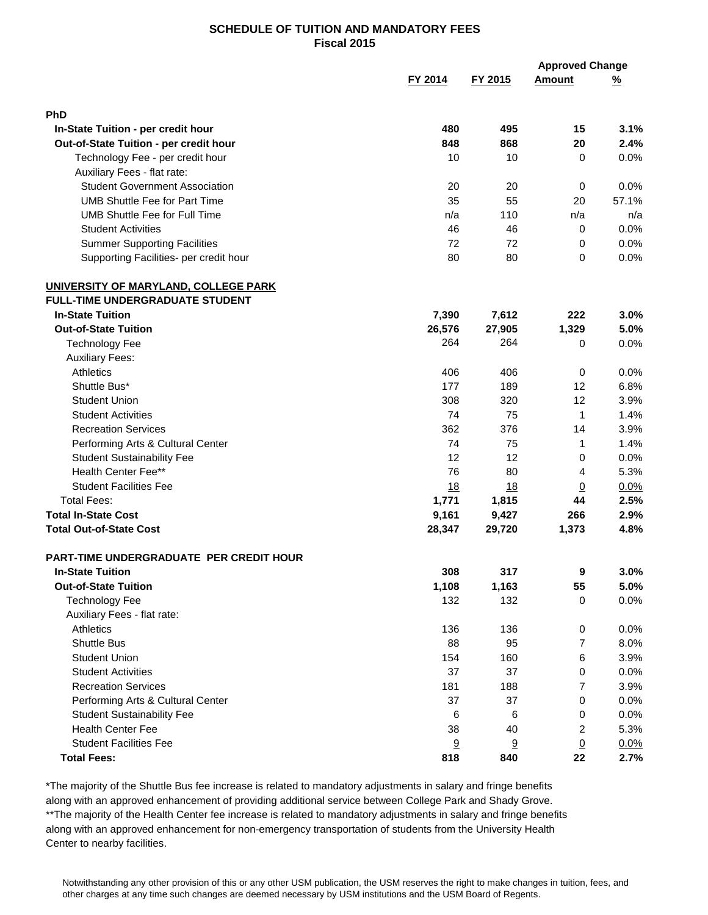## SCHEDULE OF TUITION AND MANDATORY FEES
## Fiscal 2015

| | FY 2014 | FY 2015 | Approved Change Amount | Approved Change % |
|---|---|---|---|---|
| **PhD** | | | | |
| **In-State Tuition - per credit hour** | **480** | **495** | **15** | **3.1%** |
| **Out-of-State Tuition - per credit hour** | **848** | **868** | **20** | **2.4%** |
| Technology Fee - per credit hour | 10 | 10 | 0 | 0.0% |
| Auxiliary Fees - flat rate: | | | | |
| Student Government Association | 20 | 20 | 0 | 0.0% |
| UMB Shuttle Fee for Part Time | 35 | 55 | 20 | 57.1% |
| UMB Shuttle Fee for Full Time | n/a | 110 | n/a | n/a |
| Student Activities | 46 | 46 | 0 | 0.0% |
| Summer Supporting Facilities | 72 | 72 | 0 | 0.0% |
| Supporting Facilities- per credit hour | 80 | 80 | 0 | 0.0% |
| | | | | |
| **UNIVERSITY OF MARYLAND, COLLEGE PARK** | | | | |
| **FULL-TIME UNDERGRADUATE STUDENT** | | | | |
| **In-State Tuition** | **7,390** | **7,612** | **222** | **3.0%** |
| **Out-of-State Tuition** | **26,576** | **27,905** | **1,329** | **5.0%** |
| Technology Fee | 264 | 264 | 0 | 0.0% |
| Auxiliary Fees: | | | | |
| Athletics | 406 | 406 | 0 | 0.0% |
| Shuttle Bus* | 177 | 189 | 12 | 6.8% |
| Student Union | 308 | 320 | 12 | 3.9% |
| Student Activities | 74 | 75 | 1 | 1.4% |
| Recreation Services | 362 | 376 | 14 | 3.9% |
| Performing Arts & Cultural Center | 74 | 75 | 1 | 1.4% |
| Student Sustainability Fee | 12 | 12 | 0 | 0.0% |
| Health Center Fee** | 76 | 80 | 4 | 5.3% |
| Student Facilities Fee | 18 | 18 | 0 | 0.0% |
| Total Fees: | **1,771** | **1,815** | **44** | **2.5%** |
| **Total In-State Cost** | **9,161** | **9,427** | **266** | **2.9%** |
| **Total Out-of-State Cost** | **28,347** | **29,720** | **1,373** | **4.8%** |
| | | | | |
| **PART-TIME UNDERGRADUATE PER CREDIT HOUR** | | | | |
| **In-State Tuition** | **308** | **317** | **9** | **3.0%** |
| **Out-of-State Tuition** | **1,108** | **1,163** | **55** | **5.0%** |
| Technology Fee | 132 | 132 | 0 | 0.0% |
| Auxiliary Fees - flat rate: | | | | |
| Athletics | 136 | 136 | 0 | 0.0% |
| Shuttle Bus | 88 | 95 | 7 | 8.0% |
| Student Union | 154 | 160 | 6 | 3.9% |
| Student Activities | 37 | 37 | 0 | 0.0% |
| Recreation Services | 181 | 188 | 7 | 3.9% |
| Performing Arts & Cultural Center | 37 | 37 | 0 | 0.0% |
| Student Sustainability Fee | 6 | 6 | 0 | 0.0% |
| Health Center Fee | 38 | 40 | 2 | 5.3% |
| Student Facilities Fee | 9 | 9 | 0 | 0.0% |
| **Total Fees:** | **818** | **840** | **22** | **2.7%** |

*The majority of the Shuttle Bus fee increase is related to mandatory adjustments in salary and fringe benefits along with an approved enhancement of providing additional service between College Park and Shady Grove.
**The majority of the Health Center fee increase is related to mandatory adjustments in salary and fringe benefits along with an approved enhancement for non-emergency transportation of students from the University Health Center to nearby facilities.

Notwithstanding any other provision of this or any other USM publication, the USM reserves the right to make changes in tuition, fees, and other charges at any time such changes are deemed necessary by USM institutions and the USM Board of Regents.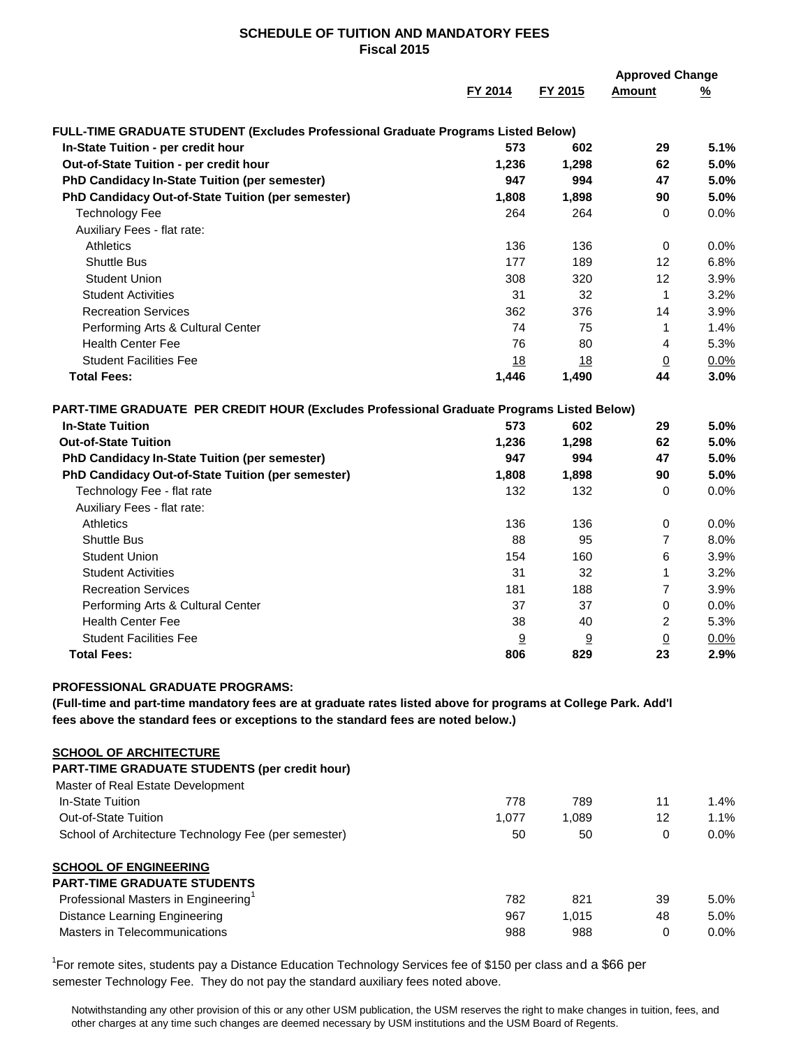# SCHEDULE OF TUITION AND MANDATORY FEES
## Fiscal 2015

| | FY 2014 | FY 2015 | Approved Change Amount | Approved Change % |
|---|---|---|---|---|
| **FULL-TIME GRADUATE STUDENT (Excludes Professional Graduate Programs Listed Below)** | | | | |
| **In-State Tuition - per credit hour** | **573** | **602** | **29** | **5.1%** |
| **Out-of-State Tuition - per credit hour** | **1,236** | **1,298** | **62** | **5.0%** |
| **PhD Candidacy In-State Tuition (per semester)** | **947** | **994** | **47** | **5.0%** |
| **PhD Candidacy Out-of-State Tuition (per semester)** | **1,808** | **1,898** | **90** | **5.0%** |
| Technology Fee | 264 | 264 | 0 | 0.0% |
| Auxiliary Fees - flat rate: | | | | |
| Athletics | 136 | 136 | 0 | 0.0% |
| Shuttle Bus | 177 | 189 | 12 | 6.8% |
| Student Union | 308 | 320 | 12 | 3.9% |
| Student Activities | 31 | 32 | 1 | 3.2% |
| Recreation Services | 362 | 376 | 14 | 3.9% |
| Performing Arts & Cultural Center | 74 | 75 | 1 | 1.4% |
| Health Center Fee | 76 | 80 | 4 | 5.3% |
| Student Facilities Fee | 18 | 18 | 0 | 0.0% |
| **Total Fees:** | **1,446** | **1,490** | **44** | **3.0%** |
| **PART-TIME GRADUATE PER CREDIT HOUR (Excludes Professional Graduate Programs Listed Below)** | | | | |
| **In-State Tuition** | **573** | **602** | **29** | **5.0%** |
| **Out-of-State Tuition** | **1,236** | **1,298** | **62** | **5.0%** |
| **PhD Candidacy In-State Tuition (per semester)** | **947** | **994** | **47** | **5.0%** |
| **PhD Candidacy Out-of-State Tuition (per semester)** | **1,808** | **1,898** | **90** | **5.0%** |
| Technology Fee - flat rate | 132 | 132 | 0 | 0.0% |
| Auxiliary Fees - flat rate: | | | | |
| Athletics | 136 | 136 | 0 | 0.0% |
| Shuttle Bus | 88 | 95 | 7 | 8.0% |
| Student Union | 154 | 160 | 6 | 3.9% |
| Student Activities | 31 | 32 | 1 | 3.2% |
| Recreation Services | 181 | 188 | 7 | 3.9% |
| Performing Arts & Cultural Center | 37 | 37 | 0 | 0.0% |
| Health Center Fee | 38 | 40 | 2 | 5.3% |
| Student Facilities Fee | 9 | 9 | 0 | 0.0% |
| **Total Fees:** | **806** | **829** | **23** | **2.9%** |

**PROFESSIONAL GRADUATE PROGRAMS:**

**(Full-time and part-time mandatory fees are at graduate rates listed above for programs at College Park. Add'l fees above the standard fees or exceptions to the standard fees are noted below.)**

| | FY 2014 | FY 2015 | Approved Change Amount | Approved Change % |
|---|---|---|---|---|
| **SCHOOL OF ARCHITECTURE** | | | | |
| **PART-TIME GRADUATE STUDENTS (per credit hour)** | | | | |
| Master of Real Estate Development | | | | |
| In-State Tuition | 778 | 789 | 11 | 1.4% |
| Out-of-State Tuition | 1,077 | 1,089 | 12 | 1.1% |
| School of Architecture Technology Fee (per semester) | 50 | 50 | 0 | 0.0% |
| **SCHOOL OF ENGINEERING** | | | | |
| **PART-TIME GRADUATE STUDENTS** | | | | |
| Professional Masters in Engineering[1] | 782 | 821 | 39 | 5.0% |
| Distance Learning Engineering | 967 | 1,015 | 48 | 5.0% |
| Masters in Telecommunications | 988 | 988 | 0 | 0.0% |

[1]For remote sites, students pay a Distance Education Technology Services fee of $150 per class and a $66 per semester Technology Fee. They do not pay the standard auxiliary fees noted above.

Notwithstanding any other provision of this or any other USM publication, the USM reserves the right to make changes in tuition, fees, and other charges at any time such changes are deemed necessary by USM institutions and the USM Board of Regents.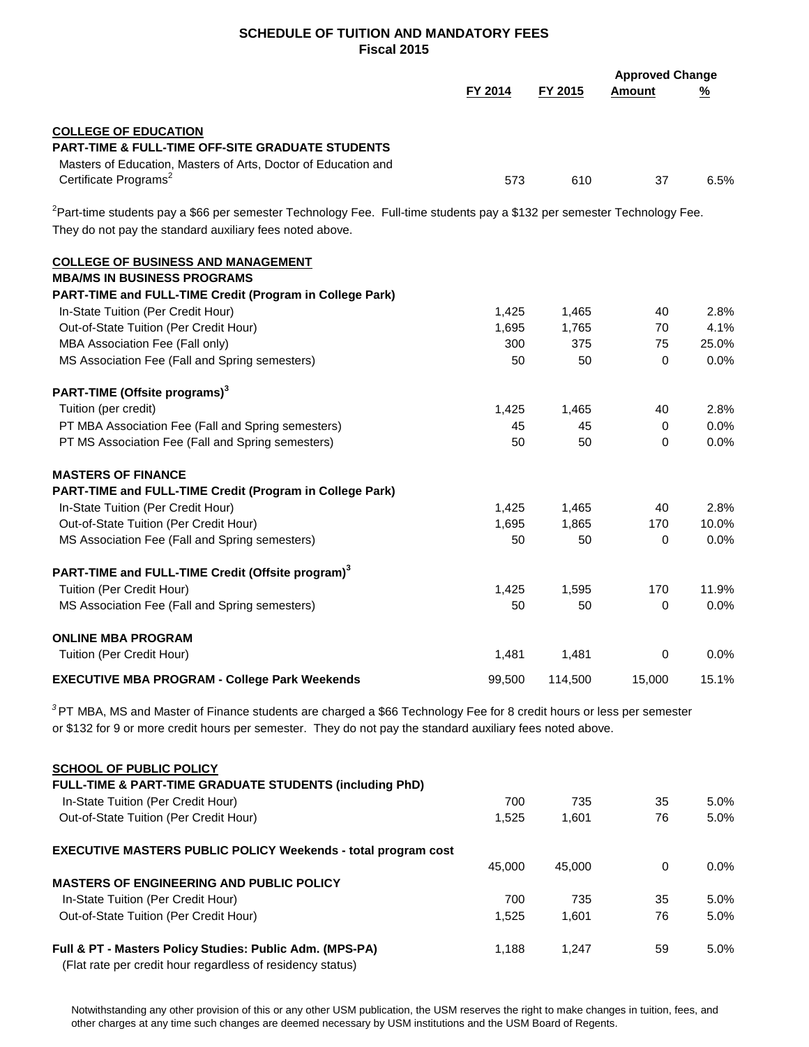**SCHEDULE OF TUITION AND MANDATORY FEES**
**Fiscal 2015**

| | FY 2014 | FY 2015 | Approved Change Amount | Approved Change % |
|---|---|---|---|---|
| **COLLEGE OF EDUCATION** | | | | |
| **PART-TIME & FULL-TIME OFF-SITE GRADUATE STUDENTS** | | | | |
| Masters of Education, Masters of Arts, Doctor of Education and Certificate Programs[2] | 573 | 610 | 37 | 6.5% |

[2]Part-time students pay a $66 per semester Technology Fee. Full-time students pay a $132 per semester Technology Fee. They do not pay the standard auxiliary fees noted above.

| | FY 2014 | FY 2015 | Approved Change Amount | Approved Change % |
|---|---|---|---|---|
| **COLLEGE OF BUSINESS AND MANAGEMENT** | | | | |
| **MBA/MS IN BUSINESS PROGRAMS** | | | | |
| **PART-TIME and FULL-TIME Credit (Program in College Park)** | | | | |
| In-State Tuition (Per Credit Hour) | 1,425 | 1,465 | 40 | 2.8% |
| Out-of-State Tuition (Per Credit Hour) | 1,695 | 1,765 | 70 | 4.1% |
| MBA Association Fee (Fall only) | 300 | 375 | 75 | 25.0% |
| MS Association Fee (Fall and Spring semesters) | 50 | 50 | 0 | 0.0% |
| **PART-TIME (Offsite programs)[3]** | | | | |
| Tuition (per credit) | 1,425 | 1,465 | 40 | 2.8% |
| PT MBA Association Fee (Fall and Spring semesters) | 45 | 45 | 0 | 0.0% |
| PT MS Association Fee (Fall and Spring semesters) | 50 | 50 | 0 | 0.0% |
| **MASTERS OF FINANCE** | | | | |
| **PART-TIME and FULL-TIME Credit (Program in College Park)** | | | | |
| In-State Tuition (Per Credit Hour) | 1,425 | 1,465 | 40 | 2.8% |
| Out-of-State Tuition (Per Credit Hour) | 1,695 | 1,865 | 170 | 10.0% |
| MS Association Fee (Fall and Spring semesters) | 50 | 50 | 0 | 0.0% |
| **PART-TIME and FULL-TIME Credit (Offsite program)[3]** | | | | |
| Tuition (Per Credit Hour) | 1,425 | 1,595 | 170 | 11.9% |
| MS Association Fee (Fall and Spring semesters) | 50 | 50 | 0 | 0.0% |
| **ONLINE MBA PROGRAM** | | | | |
| Tuition (Per Credit Hour) | 1,481 | 1,481 | 0 | 0.0% |
| **EXECUTIVE MBA PROGRAM - College Park Weekends** | 99,500 | 114,500 | 15,000 | 15.1% |

[3]PT MBA, MS and Master of Finance students are charged a $66 Technology Fee for 8 credit hours or less per semester or $132 for 9 or more credit hours per semester. They do not pay the standard auxiliary fees noted above.

| | FY 2014 | FY 2015 | Approved Change Amount | Approved Change % |
|---|---|---|---|---|
| **SCHOOL OF PUBLIC POLICY** | | | | |
| **FULL-TIME & PART-TIME GRADUATE STUDENTS (including PhD)** | | | | |
| In-State Tuition (Per Credit Hour) | 700 | 735 | 35 | 5.0% |
| Out-of-State Tuition (Per Credit Hour) | 1,525 | 1,601 | 76 | 5.0% |
| **EXECUTIVE MASTERS PUBLIC POLICY Weekends - total program cost** | 45,000 | 45,000 | 0 | 0.0% |
| **MASTERS OF ENGINEERING AND PUBLIC POLICY** | | | | |
| In-State Tuition (Per Credit Hour) | 700 | 735 | 35 | 5.0% |
| Out-of-State Tuition (Per Credit Hour) | 1,525 | 1,601 | 76 | 5.0% |
| **Full & PT - Masters Policy Studies: Public Adm. (MPS-PA)** (Flat rate per credit hour regardless of residency status) | 1,188 | 1,247 | 59 | 5.0% |

Notwithstanding any other provision of this or any other USM publication, the USM reserves the right to make changes in tuition, fees, and other charges at any time such changes are deemed necessary by USM institutions and the USM Board of Regents.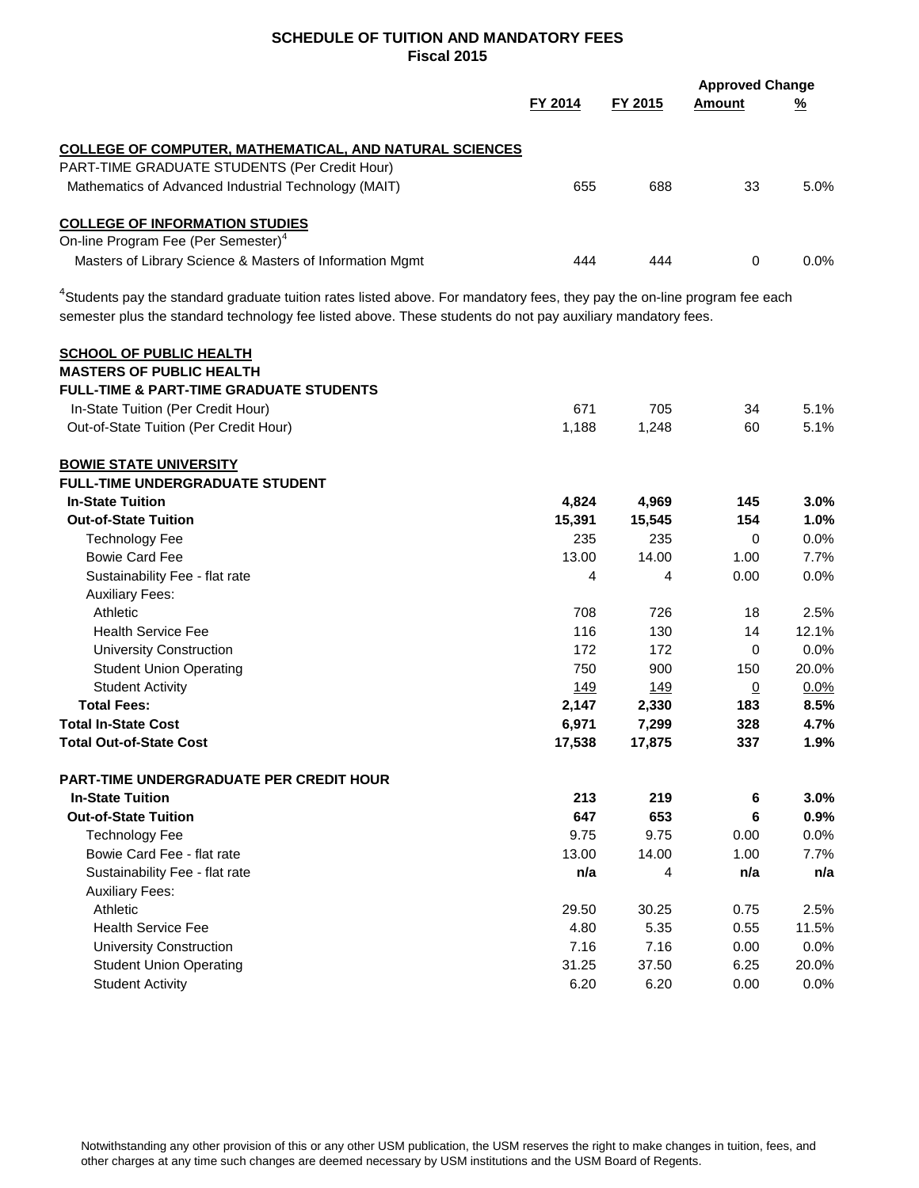# SCHEDULE OF TUITION AND MANDATORY FEES
## Fiscal 2015

| | FY 2014 | FY 2015 | Approved Change Amount | Approved Change % |
|---|---|---|---|---|
| **COLLEGE OF COMPUTER, MATHEMATICAL, AND NATURAL SCIENCES** | | | | |
| PART-TIME GRADUATE STUDENTS (Per Credit Hour) | | | | |
| Mathematics of Advanced Industrial Technology (MAIT) | 655 | 688 | 33 | 5.0% |
| **COLLEGE OF INFORMATION STUDIES** | | | | |
| On-line Program Fee (Per Semester)[4] | | | | |
| Masters of Library Science & Masters of Information Mgmt | 444 | 444 | 0 | 0.0% |

[4]Students pay the standard graduate tuition rates listed above. For mandatory fees, they pay the on-line program fee each semester plus the standard technology fee listed above. These students do not pay auxiliary mandatory fees.

| | FY 2014 | FY 2015 | Approved Change Amount | Approved Change % |
|---|---|---|---|---|
| **SCHOOL OF PUBLIC HEALTH** | | | | |
| **MASTERS OF PUBLIC HEALTH** | | | | |
| **FULL-TIME & PART-TIME GRADUATE STUDENTS** | | | | |
| In-State Tuition (Per Credit Hour) | 671 | 705 | 34 | 5.1% |
| Out-of-State Tuition (Per Credit Hour) | 1,188 | 1,248 | 60 | 5.1% |
| **BOWIE STATE UNIVERSITY** | | | | |
| **FULL-TIME UNDERGRADUATE STUDENT** | | | | |
| **In-State Tuition** | **4,824** | **4,969** | **145** | **3.0%** |
| **Out-of-State Tuition** | **15,391** | **15,545** | **154** | **1.0%** |
| Technology Fee | 235 | 235 | 0 | 0.0% |
| Bowie Card Fee | 13.00 | 14.00 | 1.00 | 7.7% |
| Sustainability Fee - flat rate | 4 | 4 | 0.00 | 0.0% |
| Auxiliary Fees: | | | | |
| Athletic | 708 | 726 | 18 | 2.5% |
| Health Service Fee | 116 | 130 | 14 | 12.1% |
| University Construction | 172 | 172 | 0 | 0.0% |
| Student Union Operating | 750 | 900 | 150 | 20.0% |
| Student Activity | 149 | 149 | 0 | 0.0% |
| **Total Fees:** | **2,147** | **2,330** | **183** | **8.5%** |
| **Total In-State Cost** | **6,971** | **7,299** | **328** | **4.7%** |
| **Total Out-of-State Cost** | **17,538** | **17,875** | **337** | **1.9%** |
| **PART-TIME UNDERGRADUATE PER CREDIT HOUR** | | | | |
| **In-State Tuition** | **213** | **219** | **6** | **3.0%** |
| **Out-of-State Tuition** | **647** | **653** | **6** | **0.9%** |
| Technology Fee | 9.75 | 9.75 | 0.00 | 0.0% |
| Bowie Card Fee - flat rate | 13.00 | 14.00 | 1.00 | 7.7% |
| Sustainability Fee - flat rate | **n/a** | 4 | **n/a** | **n/a** |
| Auxiliary Fees: | | | | |
| Athletic | 29.50 | 30.25 | 0.75 | 2.5% |
| Health Service Fee | 4.80 | 5.35 | 0.55 | 11.5% |
| University Construction | 7.16 | 7.16 | 0.00 | 0.0% |
| Student Union Operating | 31.25 | 37.50 | 6.25 | 20.0% |
| Student Activity | 6.20 | 6.20 | 0.00 | 0.0% |

Notwithstanding any other provision of this or any other USM publication, the USM reserves the right to make changes in tuition, fees, and other charges at any time such changes are deemed necessary by USM institutions and the USM Board of Regents.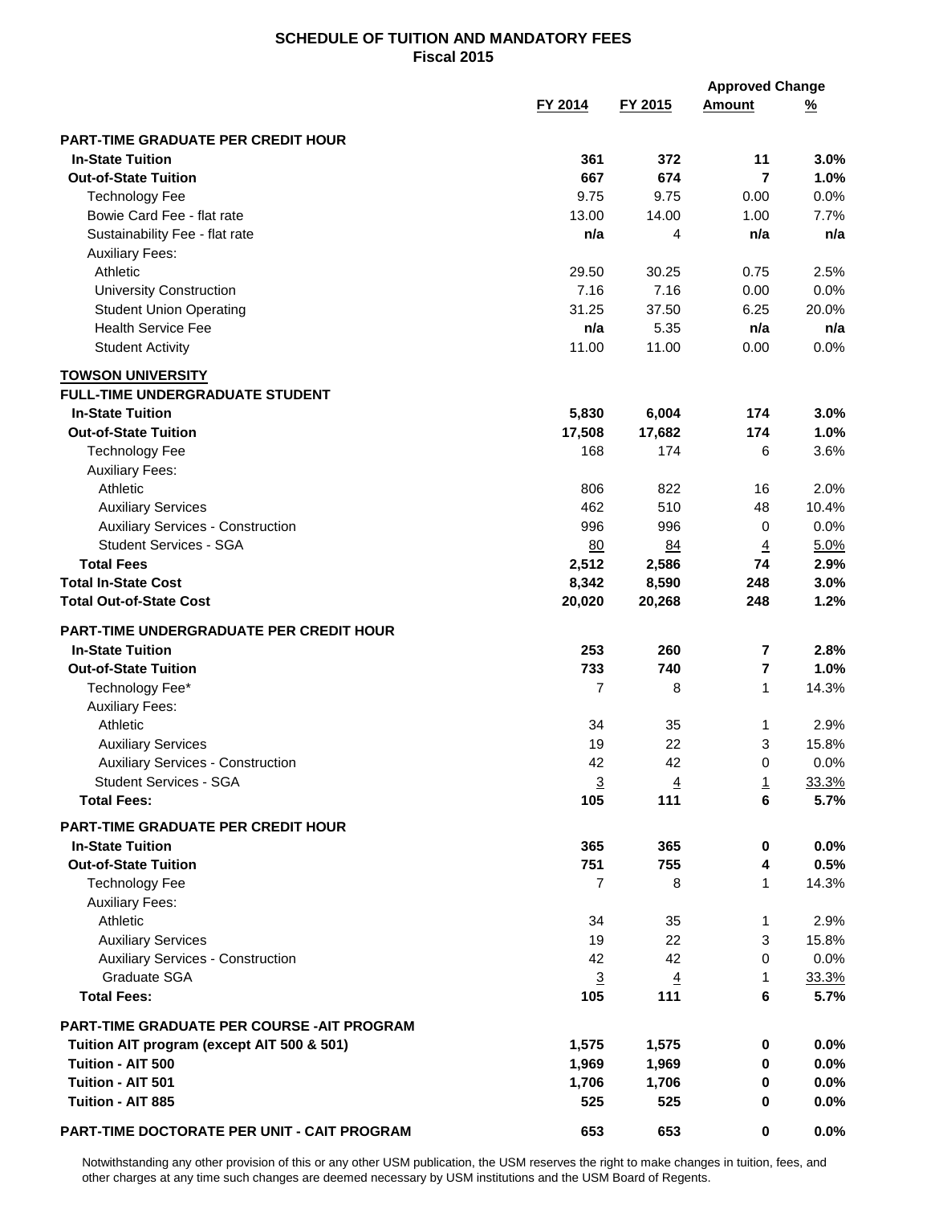**SCHEDULE OF TUITION AND MANDATORY FEES**
**Fiscal 2015**

| | FY 2014 | FY 2015 | Approved Change Amount | Approved Change % |
|---|---|---|---|---|
| **PART-TIME GRADUATE PER CREDIT HOUR** | | | | |
| **In-State Tuition** | **361** | **372** | **11** | **3.0%** |
| **Out-of-State Tuition** | **667** | **674** | **7** | **1.0%** |
| Technology Fee | 9.75 | 9.75 | 0.00 | 0.0% |
| Bowie Card Fee - flat rate | 13.00 | 14.00 | 1.00 | 7.7% |
| Sustainability Fee - flat rate | **n/a** | 4 | **n/a** | **n/a** |
| Auxiliary Fees: | | | | |
| Athletic | 29.50 | 30.25 | 0.75 | 2.5% |
| University Construction | 7.16 | 7.16 | 0.00 | 0.0% |
| Student Union Operating | 31.25 | 37.50 | 6.25 | 20.0% |
| Health Service Fee | **n/a** | 5.35 | **n/a** | **n/a** |
| Student Activity | 11.00 | 11.00 | 0.00 | 0.0% |
| **TOWSON UNIVERSITY** | | | | |
| **FULL-TIME UNDERGRADUATE STUDENT** | | | | |
| **In-State Tuition** | **5,830** | **6,004** | **174** | **3.0%** |
| **Out-of-State Tuition** | **17,508** | **17,682** | **174** | **1.0%** |
| Technology Fee | 168 | 174 | 6 | 3.6% |
| Auxiliary Fees: | | | | |
| Athletic | 806 | 822 | 16 | 2.0% |
| Auxiliary Services | 462 | 510 | 48 | 10.4% |
| Auxiliary Services - Construction | 996 | 996 | 0 | 0.0% |
| Student Services - SGA | 80 | 84 | 4 | 5.0% |
| **Total Fees** | **2,512** | **2,586** | **74** | **2.9%** |
| **Total In-State Cost** | **8,342** | **8,590** | **248** | **3.0%** |
| **Total Out-of-State Cost** | **20,020** | **20,268** | **248** | **1.2%** |
| **PART-TIME UNDERGRADUATE PER CREDIT HOUR** | | | | |
| **In-State Tuition** | **253** | **260** | **7** | **2.8%** |
| **Out-of-State Tuition** | **733** | **740** | **7** | **1.0%** |
| Technology Fee* | 7 | 8 | 1 | 14.3% |
| Auxiliary Fees: | | | | |
| Athletic | 34 | 35 | 1 | 2.9% |
| Auxiliary Services | 19 | 22 | 3 | 15.8% |
| Auxiliary Services - Construction | 42 | 42 | 0 | 0.0% |
| Student Services - SGA | 3 | 4 | 1 | 33.3% |
| **Total Fees:** | **105** | **111** | **6** | **5.7%** |
| **PART-TIME GRADUATE PER CREDIT HOUR** | | | | |
| **In-State Tuition** | **365** | **365** | **0** | **0.0%** |
| **Out-of-State Tuition** | **751** | **755** | **4** | **0.5%** |
| Technology Fee | 7 | 8 | 1 | 14.3% |
| Auxiliary Fees: | | | | |
| Athletic | 34 | 35 | 1 | 2.9% |
| Auxiliary Services | 19 | 22 | 3 | 15.8% |
| Auxiliary Services - Construction | 42 | 42 | 0 | 0.0% |
| Graduate SGA | 3 | 4 | 1 | 33.3% |
| **Total Fees:** | **105** | **111** | **6** | **5.7%** |
| **PART-TIME GRADUATE PER COURSE -AIT PROGRAM** | | | | |
| **Tuition AIT program (except AIT 500 & 501)** | **1,575** | **1,575** | **0** | **0.0%** |
| **Tuition - AIT 500** | **1,969** | **1,969** | **0** | **0.0%** |
| **Tuition - AIT 501** | **1,706** | **1,706** | **0** | **0.0%** |
| **Tuition - AIT 885** | **525** | **525** | **0** | **0.0%** |
| **PART-TIME DOCTORATE PER UNIT - CAIT PROGRAM** | **653** | **653** | **0** | **0.0%** |

Notwithstanding any other provision of this or any other USM publication, the USM reserves the right to make changes in tuition, fees, and other charges at any time such changes are deemed necessary by USM institutions and the USM Board of Regents.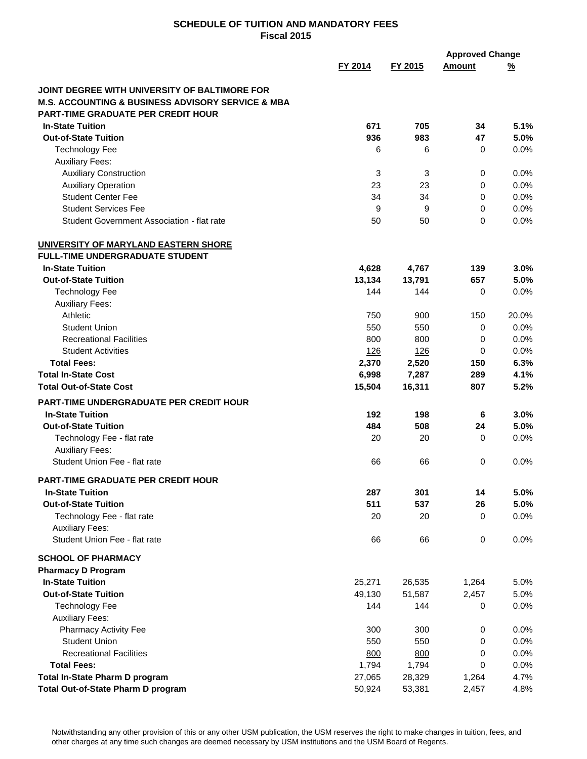# SCHEDULE OF TUITION AND MANDATORY FEES
## Fiscal 2015

| | FY 2014 | FY 2015 | Approved Change Amount | Approved Change % |
|---|---|---|---|---|
| **JOINT DEGREE WITH UNIVERSITY OF BALTIMORE FOR M.S. ACCOUNTING & BUSINESS ADVISORY SERVICE & MBA** | | | | |
| **PART-TIME GRADUATE PER CREDIT HOUR** | | | | |
| **In-State Tuition** | **671** | **705** | **34** | **5.1%** |
| **Out-of-State Tuition** | **936** | **983** | **47** | **5.0%** |
| Technology Fee | 6 | 6 | 0 | 0.0% |
| Auxiliary Fees: | | | | |
| Auxiliary Construction | 3 | 3 | 0 | 0.0% |
| Auxiliary Operation | 23 | 23 | 0 | 0.0% |
| Student Center Fee | 34 | 34 | 0 | 0.0% |
| Student Services Fee | 9 | 9 | 0 | 0.0% |
| Student Government Association - flat rate | 50 | 50 | 0 | 0.0% |
| **UNIVERSITY OF MARYLAND EASTERN SHORE** | | | | |
| **FULL-TIME UNDERGRADUATE STUDENT** | | | | |
| **In-State Tuition** | **4,628** | **4,767** | **139** | **3.0%** |
| **Out-of-State Tuition** | **13,134** | **13,791** | **657** | **5.0%** |
| Technology Fee | 144 | 144 | 0 | 0.0% |
| Auxiliary Fees: | | | | |
| Athletic | 750 | 900 | 150 | 20.0% |
| Student Union | 550 | 550 | 0 | 0.0% |
| Recreational Facilities | 800 | 800 | 0 | 0.0% |
| Student Activities | 126 | 126 | 0 | 0.0% |
| **Total Fees:** | **2,370** | **2,520** | **150** | **6.3%** |
| **Total In-State Cost** | **6,998** | **7,287** | **289** | **4.1%** |
| **Total Out-of-State Cost** | **15,504** | **16,311** | **807** | **5.2%** |
| **PART-TIME UNDERGRADUATE PER CREDIT HOUR** | | | | |
| **In-State Tuition** | **192** | **198** | **6** | **3.0%** |
| **Out-of-State Tuition** | **484** | **508** | **24** | **5.0%** |
| Technology Fee - flat rate | 20 | 20 | 0 | 0.0% |
| Auxiliary Fees: | | | | |
| Student Union Fee - flat rate | 66 | 66 | 0 | 0.0% |
| **PART-TIME GRADUATE PER CREDIT HOUR** | | | | |
| **In-State Tuition** | **287** | **301** | **14** | **5.0%** |
| **Out-of-State Tuition** | **511** | **537** | **26** | **5.0%** |
| Technology Fee - flat rate | 20 | 20 | 0 | 0.0% |
| Auxiliary Fees: | | | | |
| Student Union Fee - flat rate | 66 | 66 | 0 | 0.0% |
| **SCHOOL OF PHARMACY** | | | | |
| **Pharmacy D Program** | | | | |
| **In-State Tuition** | 25,271 | 26,535 | 1,264 | 5.0% |
| **Out-of-State Tuition** | 49,130 | 51,587 | 2,457 | 5.0% |
| Technology Fee | 144 | 144 | 0 | 0.0% |
| Auxiliary Fees: | | | | |
| Pharmacy Activity Fee | 300 | 300 | 0 | 0.0% |
| Student Union | 550 | 550 | 0 | 0.0% |
| Recreational Facilities | 800 | 800 | 0 | 0.0% |
| **Total Fees:** | 1,794 | 1,794 | 0 | 0.0% |
| **Total In-State Pharm D program** | 27,065 | 28,329 | 1,264 | 4.7% |
| **Total Out-of-State Pharm D program** | 50,924 | 53,381 | 2,457 | 4.8% |

Notwithstanding any other provision of this or any other USM publication, the USM reserves the right to make changes in tuition, fees, and other charges at any time such changes are deemed necessary by USM institutions and the USM Board of Regents.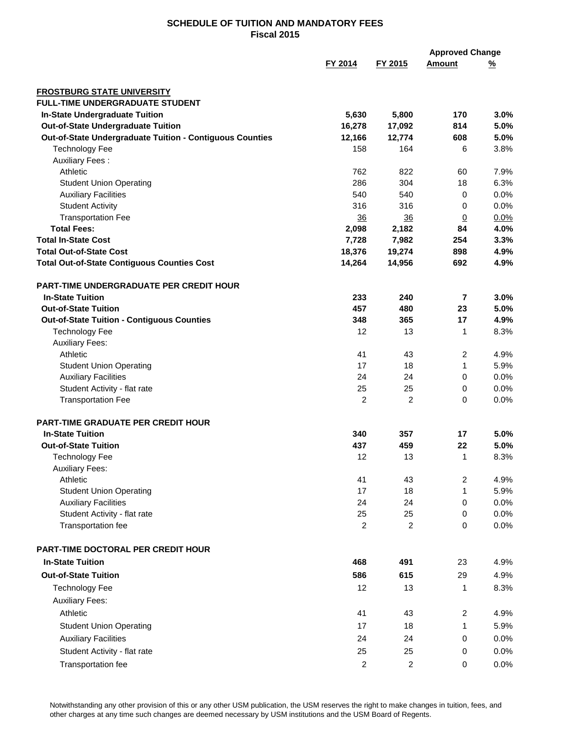# SCHEDULE OF TUITION AND MANDATORY FEES
## Fiscal 2015

| | FY 2014 | FY 2015 | Approved Change Amount | Approved Change % |
|---|---|---|---|---|
| **FROSTBURG STATE UNIVERSITY** | | | | |
| **FULL-TIME UNDERGRADUATE STUDENT** | | | | |
| **In-State Undergraduate Tuition** | **5,630** | **5,800** | **170** | **3.0%** |
| **Out-of-State Undergraduate Tuition** | **16,278** | **17,092** | **814** | **5.0%** |
| **Out-of-State Undergraduate Tuition - Contiguous Counties** | **12,166** | **12,774** | **608** | **5.0%** |
| Technology Fee | 158 | 164 | 6 | 3.8% |
| Auxiliary Fees : | | | | |
| Athletic | 762 | 822 | 60 | 7.9% |
| Student Union Operating | 286 | 304 | 18 | 6.3% |
| Auxiliary Facilities | 540 | 540 | 0 | 0.0% |
| Student Activity | 316 | 316 | 0 | 0.0% |
| Transportation Fee | 36 | 36 | 0 | 0.0% |
| **Total Fees:** | **2,098** | **2,182** | **84** | **4.0%** |
| **Total In-State Cost** | **7,728** | **7,982** | **254** | **3.3%** |
| **Total Out-of-State Cost** | **18,376** | **19,274** | **898** | **4.9%** |
| **Total Out-of-State Contiguous Counties Cost** | **14,264** | **14,956** | **692** | **4.9%** |
| **PART-TIME UNDERGRADUATE PER CREDIT HOUR** | | | | |
| **In-State Tuition** | **233** | **240** | **7** | **3.0%** |
| **Out-of-State Tuition** | **457** | **480** | **23** | **5.0%** |
| **Out-of-State Tuition - Contiguous Counties** | **348** | **365** | **17** | **4.9%** |
| Technology Fee | 12 | 13 | 1 | 8.3% |
| Auxiliary Fees: | | | | |
| Athletic | 41 | 43 | 2 | 4.9% |
| Student Union Operating | 17 | 18 | 1 | 5.9% |
| Auxiliary Facilities | 24 | 24 | 0 | 0.0% |
| Student Activity - flat rate | 25 | 25 | 0 | 0.0% |
| Transportation Fee | 2 | 2 | 0 | 0.0% |
| **PART-TIME GRADUATE PER CREDIT HOUR** | | | | |
| **In-State Tuition** | **340** | **357** | **17** | **5.0%** |
| **Out-of-State Tuition** | **437** | **459** | **22** | **5.0%** |
| Technology Fee | 12 | 13 | 1 | 8.3% |
| Auxiliary Fees: | | | | |
| Athletic | 41 | 43 | 2 | 4.9% |
| Student Union Operating | 17 | 18 | 1 | 5.9% |
| Auxiliary Facilities | 24 | 24 | 0 | 0.0% |
| Student Activity - flat rate | 25 | 25 | 0 | 0.0% |
| Transportation fee | 2 | 2 | 0 | 0.0% |
| **PART-TIME DOCTORAL PER CREDIT HOUR** | | | | |
| **In-State Tuition** | **468** | **491** | 23 | 4.9% |
| **Out-of-State Tuition** | **586** | **615** | 29 | 4.9% |
| Technology Fee | 12 | 13 | 1 | 8.3% |
| Auxiliary Fees: | | | | |
| Athletic | 41 | 43 | 2 | 4.9% |
| Student Union Operating | 17 | 18 | 1 | 5.9% |
| Auxiliary Facilities | 24 | 24 | 0 | 0.0% |
| Student Activity - flat rate | 25 | 25 | 0 | 0.0% |
| Transportation fee | 2 | 2 | 0 | 0.0% |

Notwithstanding any other provision of this or any other USM publication, the USM reserves the right to make changes in tuition, fees, and other charges at any time such changes are deemed necessary by USM institutions and the USM Board of Regents.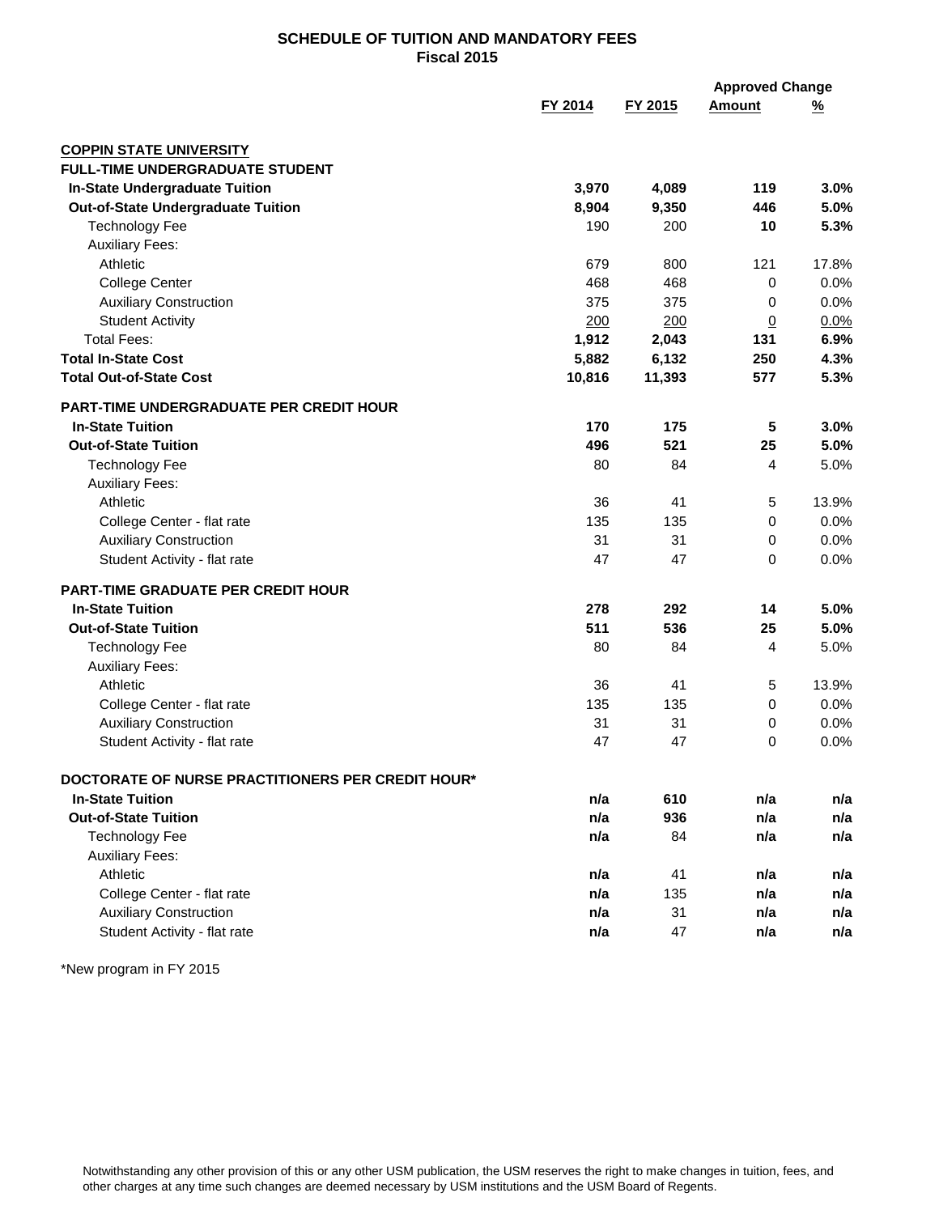# SCHEDULE OF TUITION AND MANDATORY FEES
## Fiscal 2015

| | FY 2014 | FY 2015 | Approved Change Amount | Approved Change % |
|---|---|---|---|---|
| **COPPIN STATE UNIVERSITY** | | | | |
| **FULL-TIME UNDERGRADUATE STUDENT** | | | | |
| **In-State Undergraduate Tuition** | **3,970** | **4,089** | **119** | **3.0%** |
| **Out-of-State Undergraduate Tuition** | **8,904** | **9,350** | **446** | **5.0%** |
| Technology Fee | 190 | 200 | **10** | **5.3%** |
| Auxiliary Fees: | | | | |
| Athletic | 679 | 800 | 121 | 17.8% |
| College Center | 468 | 468 | 0 | 0.0% |
| Auxiliary Construction | 375 | 375 | 0 | 0.0% |
| Student Activity | 200 | 200 | 0 | 0.0% |
| Total Fees: | **1,912** | **2,043** | **131** | **6.9%** |
| **Total In-State Cost** | **5,882** | **6,132** | **250** | **4.3%** |
| **Total Out-of-State Cost** | **10,816** | **11,393** | **577** | **5.3%** |
| **PART-TIME UNDERGRADUATE PER CREDIT HOUR** | | | | |
| **In-State Tuition** | **170** | **175** | **5** | **3.0%** |
| **Out-of-State Tuition** | **496** | **521** | **25** | **5.0%** |
| Technology Fee | 80 | 84 | 4 | 5.0% |
| Auxiliary Fees: | | | | |
| Athletic | 36 | 41 | 5 | 13.9% |
| College Center - flat rate | 135 | 135 | 0 | 0.0% |
| Auxiliary Construction | 31 | 31 | 0 | 0.0% |
| Student Activity - flat rate | 47 | 47 | 0 | 0.0% |
| **PART-TIME GRADUATE PER CREDIT HOUR** | | | | |
| **In-State Tuition** | **278** | **292** | **14** | **5.0%** |
| **Out-of-State Tuition** | **511** | **536** | **25** | **5.0%** |
| Technology Fee | 80 | 84 | 4 | 5.0% |
| Auxiliary Fees: | | | | |
| Athletic | 36 | 41 | 5 | 13.9% |
| College Center - flat rate | 135 | 135 | 0 | 0.0% |
| Auxiliary Construction | 31 | 31 | 0 | 0.0% |
| Student Activity - flat rate | 47 | 47 | 0 | 0.0% |
| **DOCTORATE OF NURSE PRACTITIONERS PER CREDIT HOUR*** | | | | |
| **In-State Tuition** | **n/a** | **610** | **n/a** | **n/a** |
| **Out-of-State Tuition** | **n/a** | **936** | **n/a** | **n/a** |
| Technology Fee | **n/a** | 84 | **n/a** | **n/a** |
| Auxiliary Fees: | | | | |
| Athletic | **n/a** | 41 | **n/a** | **n/a** |
| College Center - flat rate | **n/a** | 135 | **n/a** | **n/a** |
| Auxiliary Construction | **n/a** | 31 | **n/a** | **n/a** |
| Student Activity - flat rate | **n/a** | 47 | **n/a** | **n/a** |

*New program in FY 2015

Notwithstanding any other provision of this or any other USM publication, the USM reserves the right to make changes in tuition, fees, and other charges at any time such changes are deemed necessary by USM institutions and the USM Board of Regents.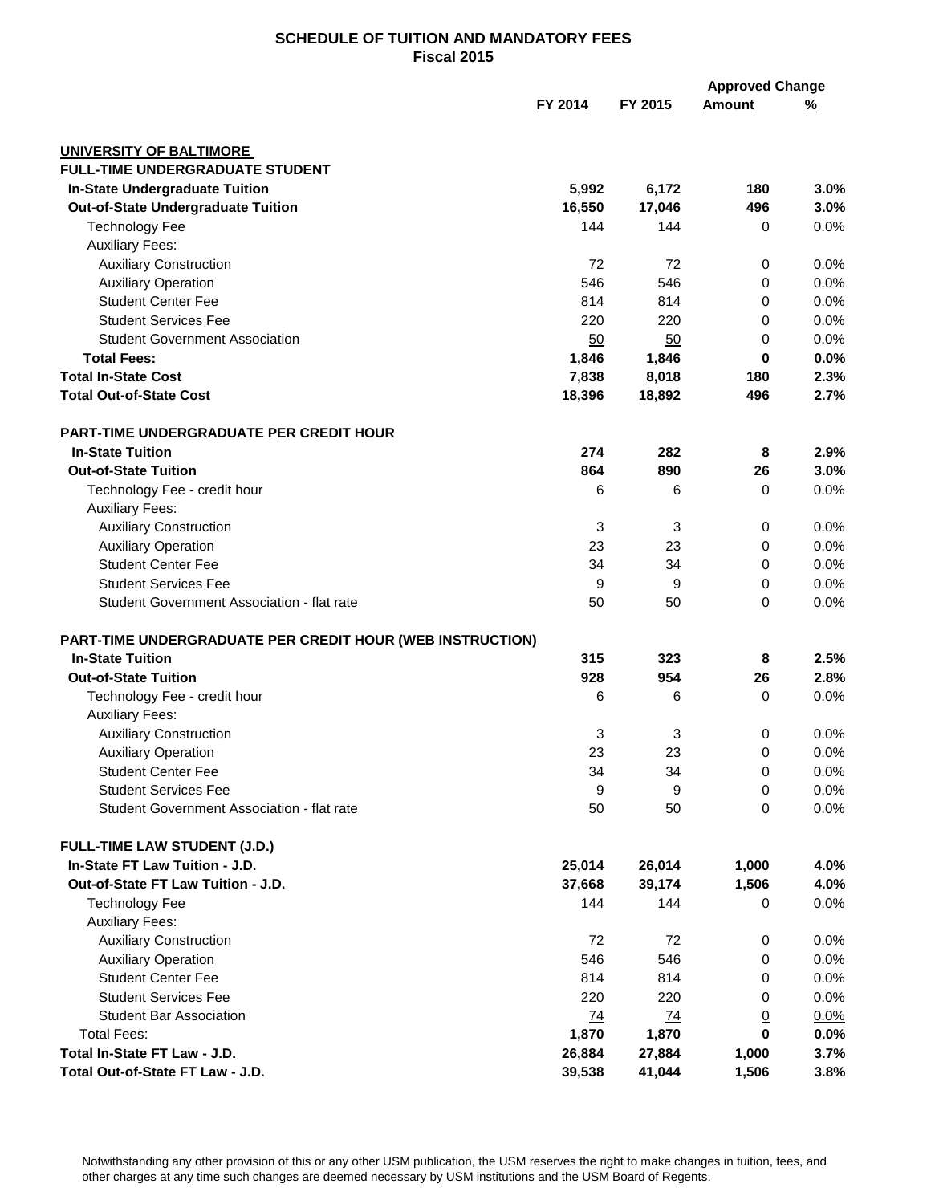## SCHEDULE OF TUITION AND MANDATORY FEES
## Fiscal 2015

| | FY 2014 | FY 2015 | Approved Change Amount | Approved Change % |
|---|---|---|---|---|
| **UNIVERSITY OF BALTIMORE** | | | | |
| **FULL-TIME UNDERGRADUATE STUDENT** | | | | |
| **In-State Undergraduate Tuition** | **5,992** | **6,172** | **180** | **3.0%** |
| **Out-of-State Undergraduate Tuition** | **16,550** | **17,046** | **496** | **3.0%** |
| Technology Fee | 144 | 144 | 0 | 0.0% |
| Auxiliary Fees: | | | | |
| Auxiliary Construction | 72 | 72 | 0 | 0.0% |
| Auxiliary Operation | 546 | 546 | 0 | 0.0% |
| Student Center Fee | 814 | 814 | 0 | 0.0% |
| Student Services Fee | 220 | 220 | 0 | 0.0% |
| Student Government Association | 50 | 50 | 0 | 0.0% |
| **Total Fees:** | **1,846** | **1,846** | **0** | **0.0%** |
| **Total In-State Cost** | **7,838** | **8,018** | **180** | **2.3%** |
| **Total Out-of-State Cost** | **18,396** | **18,892** | **496** | **2.7%** |
| **PART-TIME UNDERGRADUATE PER CREDIT HOUR** | | | | |
| **In-State Tuition** | **274** | **282** | **8** | **2.9%** |
| **Out-of-State Tuition** | **864** | **890** | **26** | **3.0%** |
| Technology Fee - credit hour | 6 | 6 | 0 | 0.0% |
| Auxiliary Fees: | | | | |
| Auxiliary Construction | 3 | 3 | 0 | 0.0% |
| Auxiliary Operation | 23 | 23 | 0 | 0.0% |
| Student Center Fee | 34 | 34 | 0 | 0.0% |
| Student Services Fee | 9 | 9 | 0 | 0.0% |
| Student Government Association - flat rate | 50 | 50 | 0 | 0.0% |
| **PART-TIME UNDERGRADUATE PER CREDIT HOUR (WEB INSTRUCTION)** | | | | |
| **In-State Tuition** | **315** | **323** | **8** | **2.5%** |
| **Out-of-State Tuition** | **928** | **954** | **26** | **2.8%** |
| Technology Fee - credit hour | 6 | 6 | 0 | 0.0% |
| Auxiliary Fees: | | | | |
| Auxiliary Construction | 3 | 3 | 0 | 0.0% |
| Auxiliary Operation | 23 | 23 | 0 | 0.0% |
| Student Center Fee | 34 | 34 | 0 | 0.0% |
| Student Services Fee | 9 | 9 | 0 | 0.0% |
| Student Government Association - flat rate | 50 | 50 | 0 | 0.0% |
| **FULL-TIME LAW STUDENT (J.D.)** | | | | |
| **In-State FT Law Tuition - J.D.** | **25,014** | **26,014** | **1,000** | **4.0%** |
| **Out-of-State FT Law Tuition - J.D.** | **37,668** | **39,174** | **1,506** | **4.0%** |
| Technology Fee | 144 | 144 | 0 | 0.0% |
| Auxiliary Fees: | | | | |
| Auxiliary Construction | 72 | 72 | 0 | 0.0% |
| Auxiliary Operation | 546 | 546 | 0 | 0.0% |
| Student Center Fee | 814 | 814 | 0 | 0.0% |
| Student Services Fee | 220 | 220 | 0 | 0.0% |
| Student Bar Association | 74 | 74 | 0 | 0.0% |
| Total Fees: | **1,870** | **1,870** | **0** | **0.0%** |
| **Total In-State FT Law - J.D.** | **26,884** | **27,884** | **1,000** | **3.7%** |
| **Total Out-of-State FT Law - J.D.** | **39,538** | **41,044** | **1,506** | **3.8%** |

Notwithstanding any other provision of this or any other USM publication, the USM reserves the right to make changes in tuition, fees, and other charges at any time such changes are deemed necessary by USM institutions and the USM Board of Regents.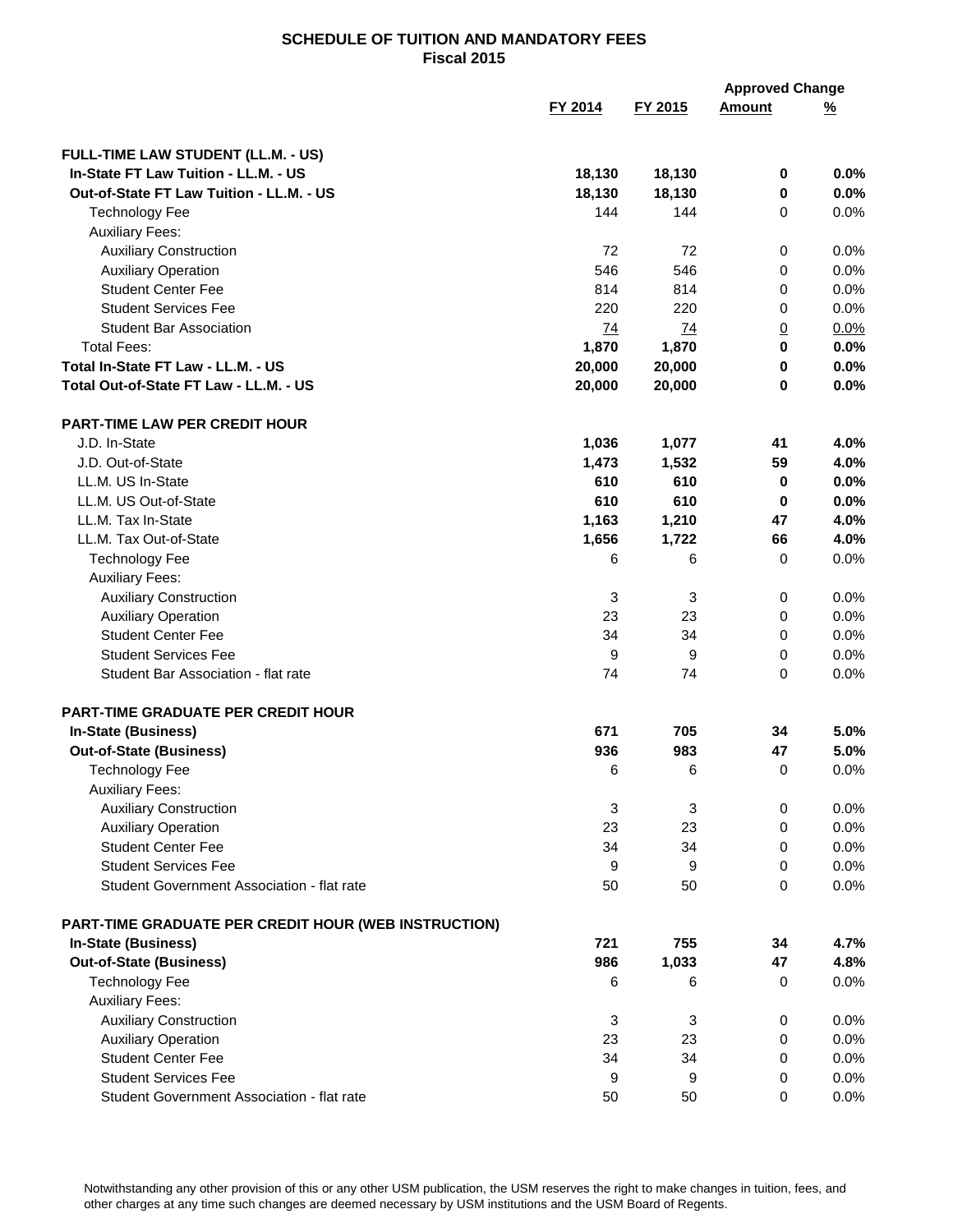**SCHEDULE OF TUITION AND MANDATORY FEES**
**Fiscal 2015**

| | FY 2014 | FY 2015 | Approved Change Amount | Approved Change % |
|---|---|---|---|---|
| **FULL-TIME LAW STUDENT (LL.M. - US)** | | | | |
| **In-State FT Law Tuition - LL.M. - US** | **18,130** | **18,130** | **0** | **0.0%** |
| **Out-of-State FT Law Tuition - LL.M. - US** | **18,130** | **18,130** | **0** | **0.0%** |
| Technology Fee | 144 | 144 | 0 | 0.0% |
| Auxiliary Fees: | | | | |
| Auxiliary Construction | 72 | 72 | 0 | 0.0% |
| Auxiliary Operation | 546 | 546 | 0 | 0.0% |
| Student Center Fee | 814 | 814 | 0 | 0.0% |
| Student Services Fee | 220 | 220 | 0 | 0.0% |
| Student Bar Association | 74 | 74 | 0 | 0.0% |
| Total Fees: | **1,870** | **1,870** | **0** | **0.0%** |
| **Total In-State FT Law - LL.M. - US** | **20,000** | **20,000** | **0** | **0.0%** |
| **Total Out-of-State FT Law - LL.M. - US** | **20,000** | **20,000** | **0** | **0.0%** |
| **PART-TIME LAW PER CREDIT HOUR** | | | | |
| J.D. In-State | **1,036** | **1,077** | **41** | **4.0%** |
| J.D. Out-of-State | **1,473** | **1,532** | **59** | **4.0%** |
| LL.M. US In-State | **610** | **610** | **0** | **0.0%** |
| LL.M. US Out-of-State | **610** | **610** | **0** | **0.0%** |
| LL.M. Tax In-State | **1,163** | **1,210** | **47** | **4.0%** |
| LL.M. Tax Out-of-State | **1,656** | **1,722** | **66** | **4.0%** |
| Technology Fee | 6 | 6 | 0 | 0.0% |
| Auxiliary Fees: | | | | |
| Auxiliary Construction | 3 | 3 | 0 | 0.0% |
| Auxiliary Operation | 23 | 23 | 0 | 0.0% |
| Student Center Fee | 34 | 34 | 0 | 0.0% |
| Student Services Fee | 9 | 9 | 0 | 0.0% |
| Student Bar Association - flat rate | 74 | 74 | 0 | 0.0% |
| **PART-TIME GRADUATE PER CREDIT HOUR** | | | | |
| **In-State (Business)** | **671** | **705** | **34** | **5.0%** |
| **Out-of-State (Business)** | **936** | **983** | **47** | **5.0%** |
| Technology Fee | 6 | 6 | 0 | 0.0% |
| Auxiliary Fees: | | | | |
| Auxiliary Construction | 3 | 3 | 0 | 0.0% |
| Auxiliary Operation | 23 | 23 | 0 | 0.0% |
| Student Center Fee | 34 | 34 | 0 | 0.0% |
| Student Services Fee | 9 | 9 | 0 | 0.0% |
| Student Government Association - flat rate | 50 | 50 | 0 | 0.0% |
| **PART-TIME GRADUATE PER CREDIT HOUR (WEB INSTRUCTION)** | | | | |
| **In-State (Business)** | **721** | **755** | **34** | **4.7%** |
| **Out-of-State (Business)** | **986** | **1,033** | **47** | **4.8%** |
| Technology Fee | 6 | 6 | 0 | 0.0% |
| Auxiliary Fees: | | | | |
| Auxiliary Construction | 3 | 3 | 0 | 0.0% |
| Auxiliary Operation | 23 | 23 | 0 | 0.0% |
| Student Center Fee | 34 | 34 | 0 | 0.0% |
| Student Services Fee | 9 | 9 | 0 | 0.0% |
| Student Government Association - flat rate | 50 | 50 | 0 | 0.0% |

Notwithstanding any other provision of this or any other USM publication, the USM reserves the right to make changes in tuition, fees, and other charges at any time such changes are deemed necessary by USM institutions and the USM Board of Regents.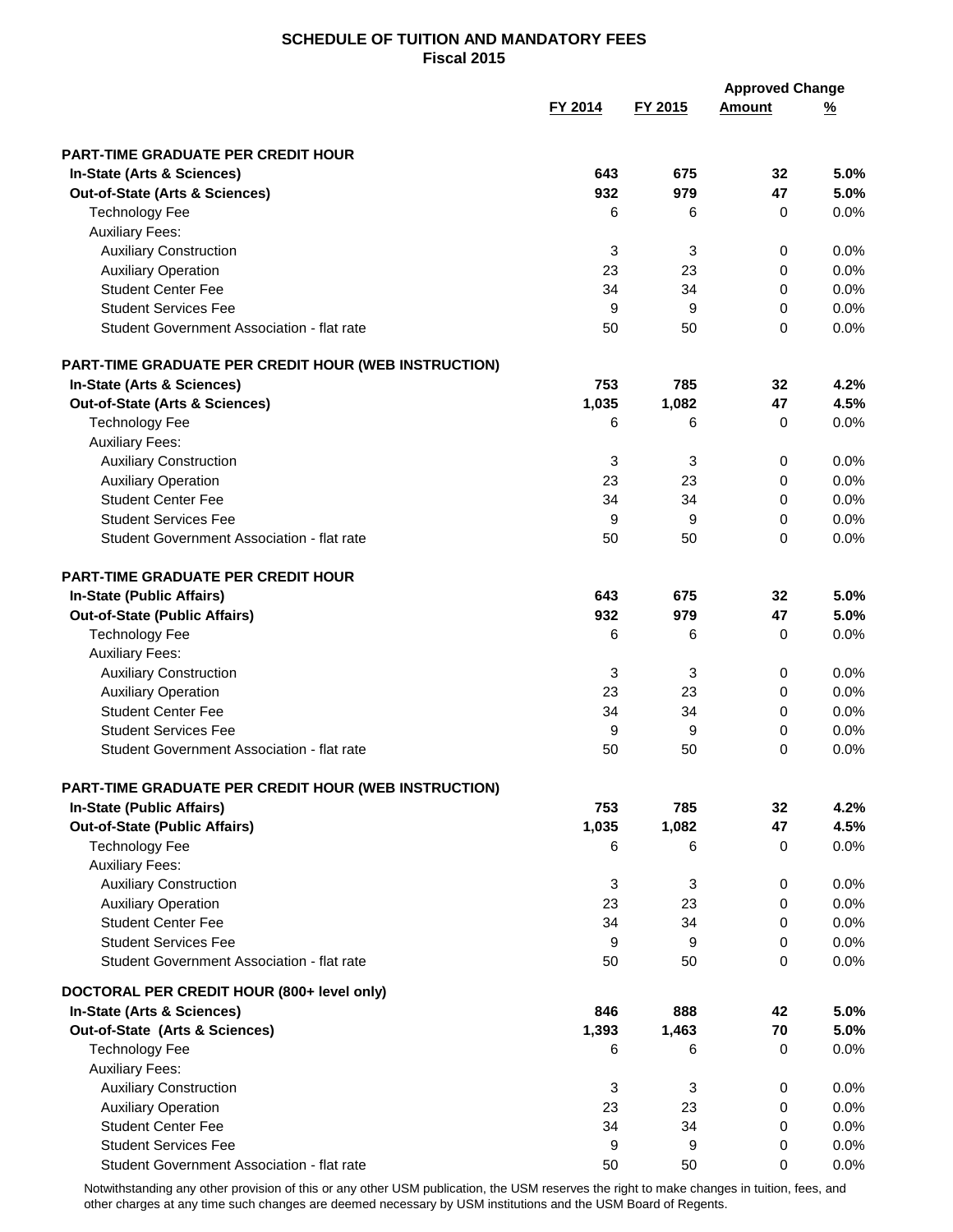# SCHEDULE OF TUITION AND MANDATORY FEES
## Fiscal 2015

| | FY 2014 | FY 2015 | Approved Change Amount | Approved Change % |
|---|---|---|---|---|
| **PART-TIME GRADUATE PER CREDIT HOUR** | | | | |
| **In-State (Arts & Sciences)** | **643** | **675** | **32** | **5.0%** |
| **Out-of-State (Arts & Sciences)** | **932** | **979** | **47** | **5.0%** |
| Technology Fee | 6 | 6 | 0 | 0.0% |
| Auxiliary Fees: | | | | |
| Auxiliary Construction | 3 | 3 | 0 | 0.0% |
| Auxiliary Operation | 23 | 23 | 0 | 0.0% |
| Student Center Fee | 34 | 34 | 0 | 0.0% |
| Student Services Fee | 9 | 9 | 0 | 0.0% |
| Student Government Association - flat rate | 50 | 50 | 0 | 0.0% |
| **PART-TIME GRADUATE PER CREDIT HOUR (WEB INSTRUCTION)** | | | | |
| **In-State (Arts & Sciences)** | **753** | **785** | **32** | **4.2%** |
| **Out-of-State (Arts & Sciences)** | **1,035** | **1,082** | **47** | **4.5%** |
| Technology Fee | 6 | 6 | 0 | 0.0% |
| Auxiliary Fees: | | | | |
| Auxiliary Construction | 3 | 3 | 0 | 0.0% |
| Auxiliary Operation | 23 | 23 | 0 | 0.0% |
| Student Center Fee | 34 | 34 | 0 | 0.0% |
| Student Services Fee | 9 | 9 | 0 | 0.0% |
| Student Government Association - flat rate | 50 | 50 | 0 | 0.0% |
| **PART-TIME GRADUATE PER CREDIT HOUR** | | | | |
| **In-State (Public Affairs)** | **643** | **675** | **32** | **5.0%** |
| **Out-of-State (Public Affairs)** | **932** | **979** | **47** | **5.0%** |
| Technology Fee | 6 | 6 | 0 | 0.0% |
| Auxiliary Fees: | | | | |
| Auxiliary Construction | 3 | 3 | 0 | 0.0% |
| Auxiliary Operation | 23 | 23 | 0 | 0.0% |
| Student Center Fee | 34 | 34 | 0 | 0.0% |
| Student Services Fee | 9 | 9 | 0 | 0.0% |
| Student Government Association - flat rate | 50 | 50 | 0 | 0.0% |
| **PART-TIME GRADUATE PER CREDIT HOUR (WEB INSTRUCTION)** | | | | |
| **In-State (Public Affairs)** | **753** | **785** | **32** | **4.2%** |
| **Out-of-State (Public Affairs)** | **1,035** | **1,082** | **47** | **4.5%** |
| Technology Fee | 6 | 6 | 0 | 0.0% |
| Auxiliary Fees: | | | | |
| Auxiliary Construction | 3 | 3 | 0 | 0.0% |
| Auxiliary Operation | 23 | 23 | 0 | 0.0% |
| Student Center Fee | 34 | 34 | 0 | 0.0% |
| Student Services Fee | 9 | 9 | 0 | 0.0% |
| Student Government Association - flat rate | 50 | 50 | 0 | 0.0% |
| **DOCTORAL PER CREDIT HOUR (800+ level only)** | | | | |
| **In-State (Arts & Sciences)** | **846** | **888** | **42** | **5.0%** |
| **Out-of-State (Arts & Sciences)** | **1,393** | **1,463** | **70** | **5.0%** |
| Technology Fee | 6 | 6 | 0 | 0.0% |
| Auxiliary Fees: | | | | |
| Auxiliary Construction | 3 | 3 | 0 | 0.0% |
| Auxiliary Operation | 23 | 23 | 0 | 0.0% |
| Student Center Fee | 34 | 34 | 0 | 0.0% |
| Student Services Fee | 9 | 9 | 0 | 0.0% |
| Student Government Association - flat rate | 50 | 50 | 0 | 0.0% |

Notwithstanding any other provision of this or any other USM publication, the USM reserves the right to make changes in tuition, fees, and other charges at any time such changes are deemed necessary by USM institutions and the USM Board of Regents.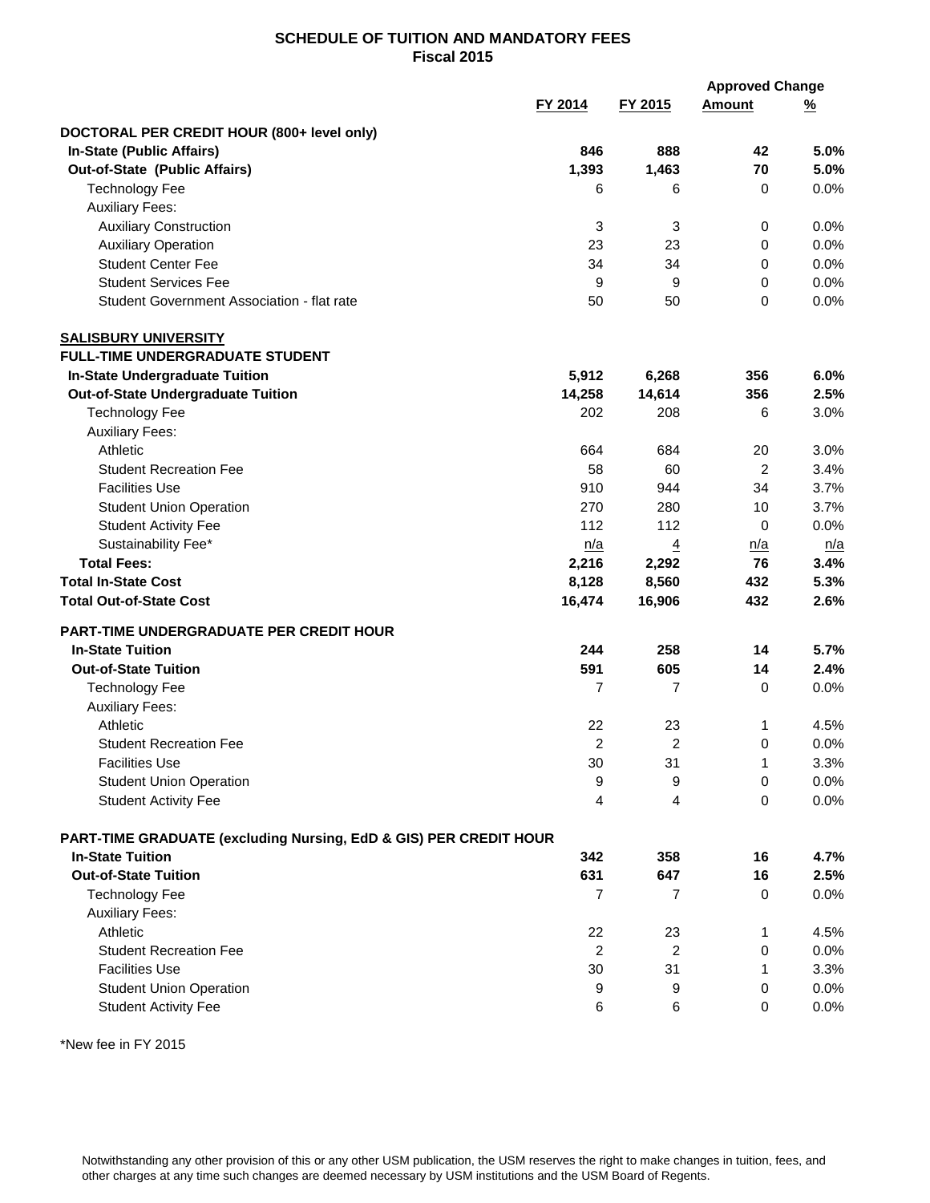## SCHEDULE OF TUITION AND MANDATORY FEES
### Fiscal 2015

| | FY 2014 | FY 2015 | Approved Change Amount | Approved Change % |
|---|---|---|---|---|
| **DOCTORAL PER CREDIT HOUR (800+ level only)** | | | | |
| **In-State (Public Affairs)** | **846** | **888** | **42** | **5.0%** |
| **Out-of-State (Public Affairs)** | **1,393** | **1,463** | **70** | **5.0%** |
| Technology Fee | 6 | 6 | 0 | 0.0% |
| Auxiliary Fees: | | | | |
| Auxiliary Construction | 3 | 3 | 0 | 0.0% |
| Auxiliary Operation | 23 | 23 | 0 | 0.0% |
| Student Center Fee | 34 | 34 | 0 | 0.0% |
| Student Services Fee | 9 | 9 | 0 | 0.0% |
| Student Government Association - flat rate | 50 | 50 | 0 | 0.0% |
| **SALISBURY UNIVERSITY** | | | | |
| **FULL-TIME UNDERGRADUATE STUDENT** | | | | |
| **In-State Undergraduate Tuition** | **5,912** | **6,268** | **356** | **6.0%** |
| **Out-of-State Undergraduate Tuition** | **14,258** | **14,614** | **356** | **2.5%** |
| Technology Fee | 202 | 208 | 6 | 3.0% |
| Auxiliary Fees: | | | | |
| Athletic | 664 | 684 | 20 | 3.0% |
| Student Recreation Fee | 58 | 60 | 2 | 3.4% |
| Facilities Use | 910 | 944 | 34 | 3.7% |
| Student Union Operation | 270 | 280 | 10 | 3.7% |
| Student Activity Fee | 112 | 112 | 0 | 0.0% |
| Sustainability Fee* | n/a | 4 | n/a | n/a |
| **Total Fees:** | **2,216** | **2,292** | **76** | **3.4%** |
| **Total In-State Cost** | **8,128** | **8,560** | **432** | **5.3%** |
| **Total Out-of-State Cost** | **16,474** | **16,906** | **432** | **2.6%** |
| **PART-TIME UNDERGRADUATE PER CREDIT HOUR** | | | | |
| **In-State Tuition** | **244** | **258** | **14** | **5.7%** |
| **Out-of-State Tuition** | **591** | **605** | **14** | **2.4%** |
| Technology Fee | 7 | 7 | 0 | 0.0% |
| Auxiliary Fees: | | | | |
| Athletic | 22 | 23 | 1 | 4.5% |
| Student Recreation Fee | 2 | 2 | 0 | 0.0% |
| Facilities Use | 30 | 31 | 1 | 3.3% |
| Student Union Operation | 9 | 9 | 0 | 0.0% |
| Student Activity Fee | 4 | 4 | 0 | 0.0% |
| **PART-TIME GRADUATE (excluding Nursing, EdD & GIS) PER CREDIT HOUR** | | | | |
| **In-State Tuition** | **342** | **358** | **16** | **4.7%** |
| **Out-of-State Tuition** | **631** | **647** | **16** | **2.5%** |
| Technology Fee | 7 | 7 | 0 | 0.0% |
| Auxiliary Fees: | | | | |
| Athletic | 22 | 23 | 1 | 4.5% |
| Student Recreation Fee | 2 | 2 | 0 | 0.0% |
| Facilities Use | 30 | 31 | 1 | 3.3% |
| Student Union Operation | 9 | 9 | 0 | 0.0% |
| Student Activity Fee | 6 | 6 | 0 | 0.0% |

*New fee in FY 2015

Notwithstanding any other provision of this or any other USM publication, the USM reserves the right to make changes in tuition, fees, and other charges at any time such changes are deemed necessary by USM institutions and the USM Board of Regents.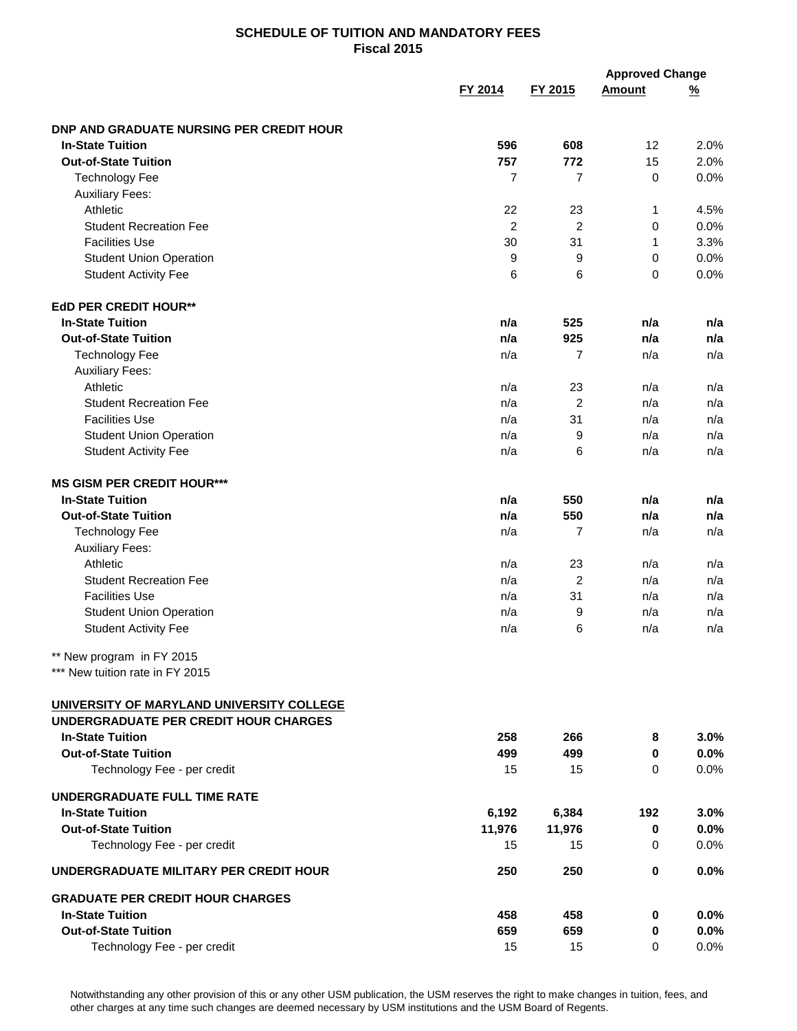## SCHEDULE OF TUITION AND MANDATORY FEES
### Fiscal 2015

| | FY 2014 | FY 2015 | Approved Change Amount | Approved Change % |
|---|---|---|---|---|
| **DNP AND GRADUATE NURSING PER CREDIT HOUR** | | | | |
| **In-State Tuition** | **596** | **608** | 12 | 2.0% |
| **Out-of-State Tuition** | **757** | **772** | 15 | 2.0% |
| Technology Fee | 7 | 7 | 0 | 0.0% |
| Auxiliary Fees: | | | | |
| Athletic | 22 | 23 | 1 | 4.5% |
| Student Recreation Fee | 2 | 2 | 0 | 0.0% |
| Facilities Use | 30 | 31 | 1 | 3.3% |
| Student Union Operation | 9 | 9 | 0 | 0.0% |
| Student Activity Fee | 6 | 6 | 0 | 0.0% |
| **EdD PER CREDIT HOUR**** | | | | |
| **In-State Tuition** | **n/a** | **525** | **n/a** | **n/a** |
| **Out-of-State Tuition** | **n/a** | **925** | **n/a** | **n/a** |
| Technology Fee | n/a | 7 | n/a | n/a |
| Auxiliary Fees: | | | | |
| Athletic | n/a | 23 | n/a | n/a |
| Student Recreation Fee | n/a | 2 | n/a | n/a |
| Facilities Use | n/a | 31 | n/a | n/a |
| Student Union Operation | n/a | 9 | n/a | n/a |
| Student Activity Fee | n/a | 6 | n/a | n/a |
| **MS GISM PER CREDIT HOUR***** | | | | |
| **In-State Tuition** | **n/a** | **550** | **n/a** | **n/a** |
| **Out-of-State Tuition** | **n/a** | **550** | **n/a** | **n/a** |
| Technology Fee | n/a | 7 | n/a | n/a |
| Auxiliary Fees: | | | | |
| Athletic | n/a | 23 | n/a | n/a |
| Student Recreation Fee | n/a | 2 | n/a | n/a |
| Facilities Use | n/a | 31 | n/a | n/a |
| Student Union Operation | n/a | 9 | n/a | n/a |
| Student Activity Fee | n/a | 6 | n/a | n/a |

** New program in FY 2015
*** New tuition rate in FY 2015

| | FY 2014 | FY 2015 | Approved Change Amount | Approved Change % |
|---|---|---|---|---|
| **UNIVERSITY OF MARYLAND UNIVERSITY COLLEGE** | | | | |
| **UNDERGRADUATE PER CREDIT HOUR CHARGES** | | | | |
| **In-State Tuition** | **258** | **266** | **8** | **3.0%** |
| **Out-of-State Tuition** | **499** | **499** | **0** | **0.0%** |
| Technology Fee - per credit | 15 | 15 | 0 | 0.0% |
| **UNDERGRADUATE FULL TIME RATE** | | | | |
| **In-State Tuition** | **6,192** | **6,384** | **192** | **3.0%** |
| **Out-of-State Tuition** | **11,976** | **11,976** | **0** | **0.0%** |
| Technology Fee - per credit | 15 | 15 | 0 | 0.0% |
| **UNDERGRADUATE MILITARY PER CREDIT HOUR** | **250** | **250** | **0** | **0.0%** |
| **GRADUATE PER CREDIT HOUR CHARGES** | | | | |
| **In-State Tuition** | **458** | **458** | **0** | **0.0%** |
| **Out-of-State Tuition** | **659** | **659** | **0** | **0.0%** |
| Technology Fee - per credit | 15 | 15 | 0 | 0.0% |

Notwithstanding any other provision of this or any other USM publication, the USM reserves the right to make changes in tuition, fees, and other charges at any time such changes are deemed necessary by USM institutions and the USM Board of Regents.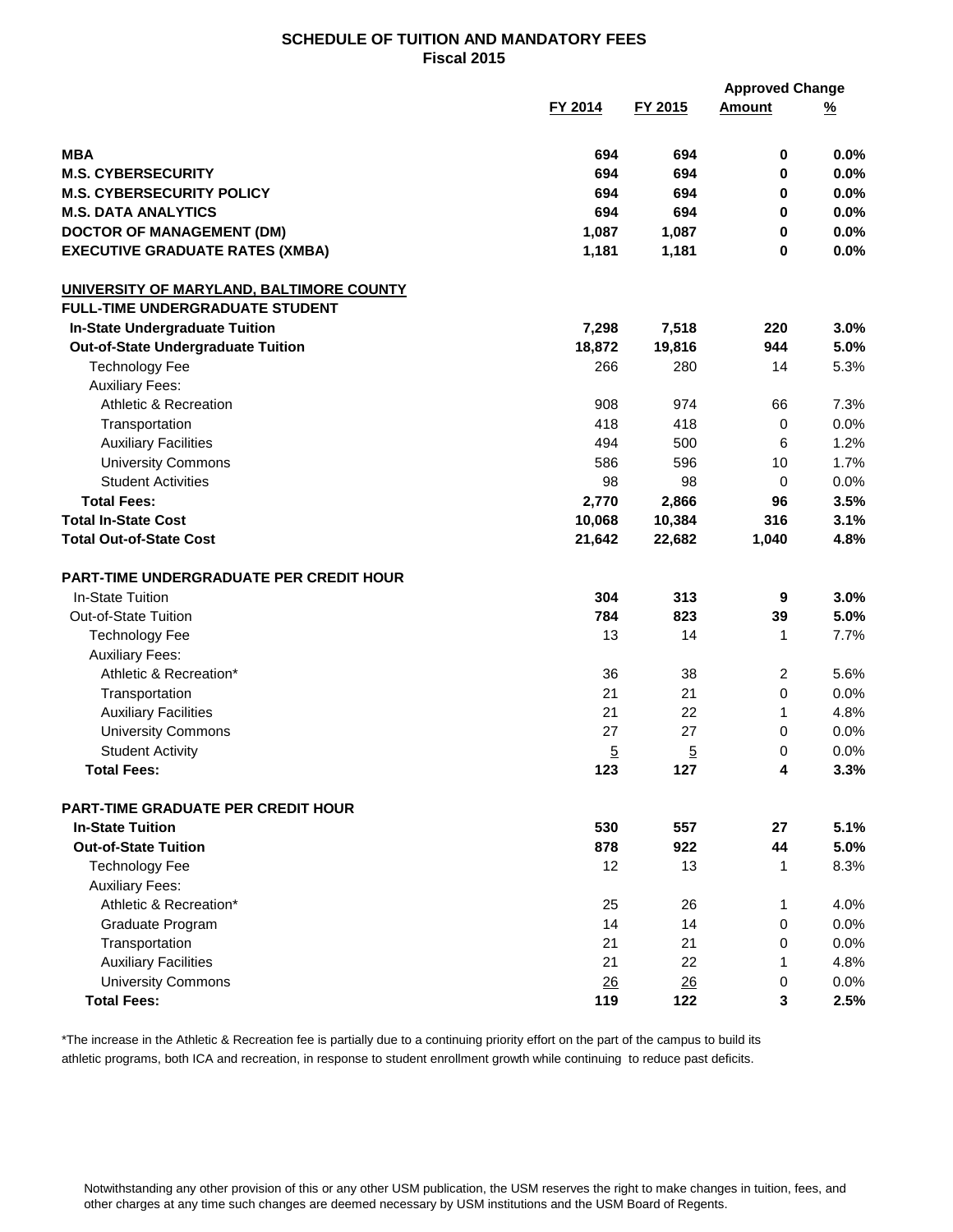## SCHEDULE OF TUITION AND MANDATORY FEES
## Fiscal 2015

| | FY 2014 | FY 2015 | Approved Change Amount | Approved Change % |
|---|---|---|---|---|
| **MBA** | **694** | **694** | **0** | **0.0%** |
| **M.S. CYBERSECURITY** | **694** | **694** | **0** | **0.0%** |
| **M.S. CYBERSECURITY POLICY** | **694** | **694** | **0** | **0.0%** |
| **M.S. DATA ANALYTICS** | **694** | **694** | **0** | **0.0%** |
| **DOCTOR OF MANAGEMENT (DM)** | **1,087** | **1,087** | **0** | **0.0%** |
| **EXECUTIVE GRADUATE RATES (XMBA)** | **1,181** | **1,181** | **0** | **0.0%** |
| | | | | |
| **UNIVERSITY OF MARYLAND, BALTIMORE COUNTY** | | | | |
| **FULL-TIME UNDERGRADUATE STUDENT** | | | | |
| **In-State Undergraduate Tuition** | **7,298** | **7,518** | **220** | **3.0%** |
| **Out-of-State Undergraduate Tuition** | **18,872** | **19,816** | **944** | **5.0%** |
| Technology Fee | 266 | 280 | 14 | 5.3% |
| Auxiliary Fees: | | | | |
| Athletic & Recreation | 908 | 974 | 66 | 7.3% |
| Transportation | 418 | 418 | 0 | 0.0% |
| Auxiliary Facilities | 494 | 500 | 6 | 1.2% |
| University Commons | 586 | 596 | 10 | 1.7% |
| Student Activities | 98 | 98 | 0 | 0.0% |
| **Total Fees:** | **2,770** | **2,866** | **96** | **3.5%** |
| **Total In-State Cost** | **10,068** | **10,384** | **316** | **3.1%** |
| **Total Out-of-State Cost** | **21,642** | **22,682** | **1,040** | **4.8%** |
| | | | | |
| **PART-TIME UNDERGRADUATE PER CREDIT HOUR** | | | | |
| In-State Tuition | **304** | **313** | **9** | **3.0%** |
| Out-of-State Tuition | **784** | **823** | **39** | **5.0%** |
| Technology Fee | 13 | 14 | 1 | 7.7% |
| Auxiliary Fees: | | | | |
| Athletic & Recreation* | 36 | 38 | 2 | 5.6% |
| Transportation | 21 | 21 | 0 | 0.0% |
| Auxiliary Facilities | 21 | 22 | 1 | 4.8% |
| University Commons | 27 | 27 | 0 | 0.0% |
| Student Activity | 5 | 5 | 0 | 0.0% |
| **Total Fees:** | **123** | **127** | **4** | **3.3%** |
| | | | | |
| **PART-TIME GRADUATE PER CREDIT HOUR** | | | | |
| **In-State Tuition** | **530** | **557** | **27** | **5.1%** |
| **Out-of-State Tuition** | **878** | **922** | **44** | **5.0%** |
| Technology Fee | 12 | 13 | 1 | 8.3% |
| Auxiliary Fees: | | | | |
| Athletic & Recreation* | 25 | 26 | 1 | 4.0% |
| Graduate Program | 14 | 14 | 0 | 0.0% |
| Transportation | 21 | 21 | 0 | 0.0% |
| Auxiliary Facilities | 21 | 22 | 1 | 4.8% |
| University Commons | 26 | 26 | 0 | 0.0% |
| **Total Fees:** | **119** | **122** | **3** | **2.5%** |

*The increase in the Athletic & Recreation fee is partially due to a continuing priority effort on the part of the campus to build its athletic programs, both ICA and recreation, in response to student enrollment growth while continuing to reduce past deficits.

Notwithstanding any other provision of this or any other USM publication, the USM reserves the right to make changes in tuition, fees, and other charges at any time such changes are deemed necessary by USM institutions and the USM Board of Regents.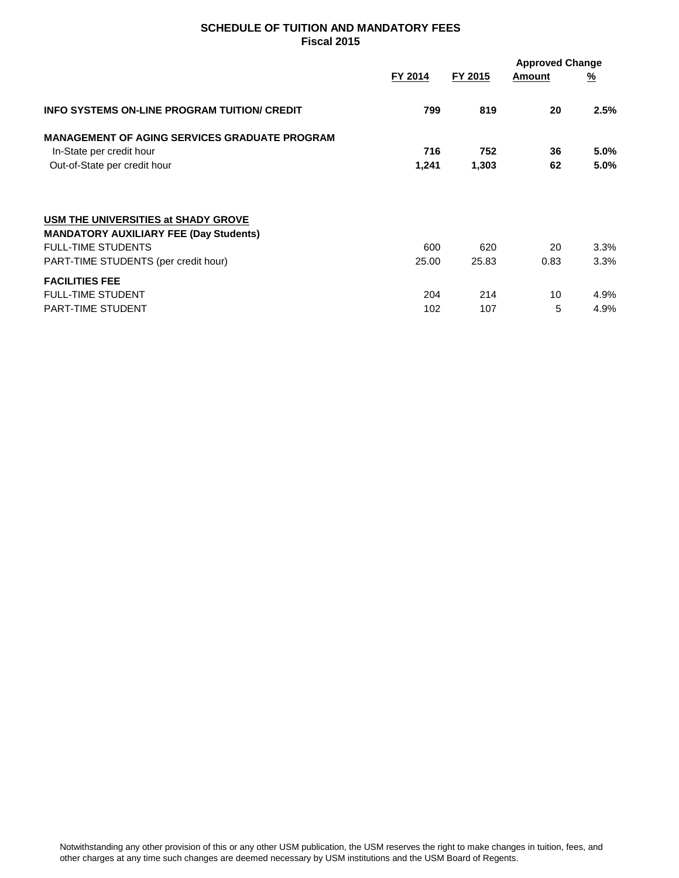**SCHEDULE OF TUITION AND MANDATORY FEES**
**Fiscal 2015**

| | FY 2014 | FY 2015 | Approved Change Amount | Approved Change % |
|---|---|---|---|---|
| **INFO SYSTEMS ON-LINE PROGRAM TUITION/ CREDIT** | **799** | **819** | **20** | **2.5%** |
| **MANAGEMENT OF AGING SERVICES GRADUATE PROGRAM** | | | | |
| In-State per credit hour | **716** | **752** | **36** | **5.0%** |
| Out-of-State per credit hour | **1,241** | **1,303** | **62** | **5.0%** |
| **USM THE UNIVERSITIES at SHADY GROVE** | | | | |
| **MANDATORY AUXILIARY FEE (Day Students)** | | | | |
| FULL-TIME STUDENTS | 600 | 620 | 20 | 3.3% |
| PART-TIME STUDENTS (per credit hour) | 25.00 | 25.83 | 0.83 | 3.3% |
| **FACILITIES FEE** | | | | |
| FULL-TIME STUDENT | 204 | 214 | 10 | 4.9% |
| PART-TIME STUDENT | 102 | 107 | 5 | 4.9% |

Notwithstanding any other provision of this or any other USM publication, the USM reserves the right to make changes in tuition, fees, and other charges at any time such changes are deemed necessary by USM institutions and the USM Board of Regents.